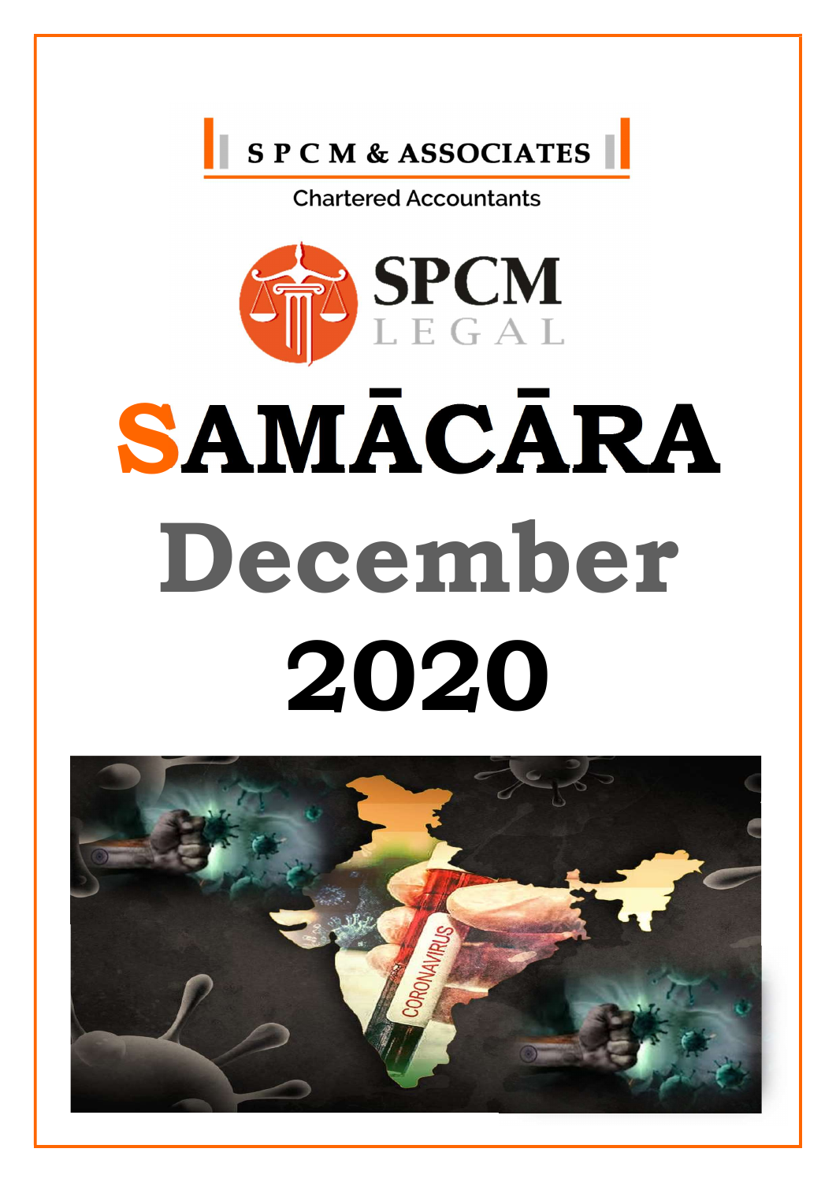S P C M & ASSOCIATES

Chartered Accountants

SPCM LEGAL

# SAMĀCĀRA

# December 2020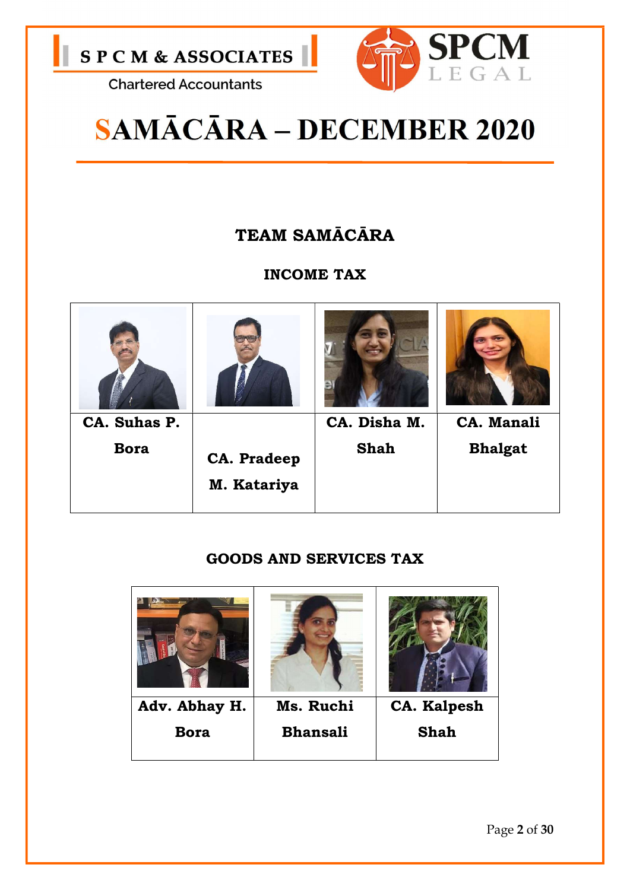S P C M & ASSOCIATES

Chartered Accountants

SPCM LEGAL

# SAMĀCĀRA – DECEMBER 2020

## TEAM SAMĀCĀRA

### INCOME TAX

| CA. Suhas P. Bora | CA. Pradeep M. Katariya | CA. Disha M. Shah | CA. Manali Bhalgat |
|---|---|---|---|

### GOODS AND SERVICES TAX

| Adv. Abhay H. Bora | Ms. Ruchi Bhansali | CA. Kalpesh Shah |
|---|---|---|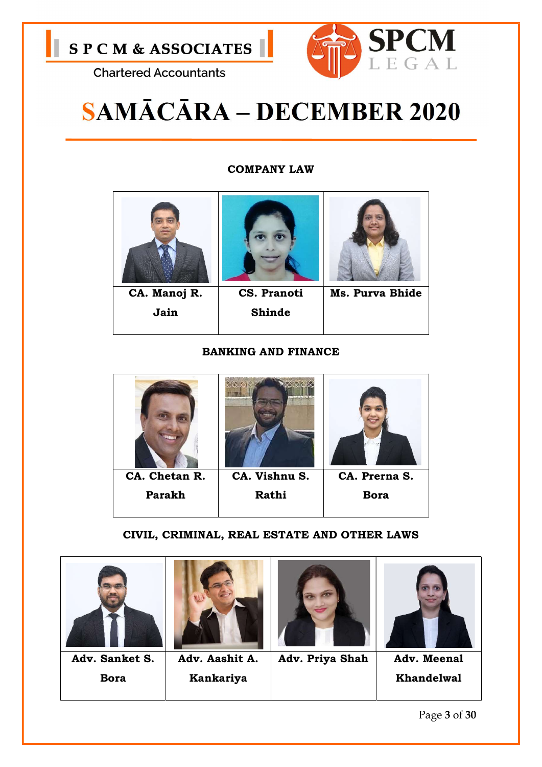S P C M & ASSOCIATES

Chartered Accountants

SPCM LEGAL

# SAMĀCĀRA – DECEMBER 2020

### COMPANY LAW

| CA. Manoj R. Jain | CS. Pranoti Shinde | Ms. Purva Bhide |
|---|---|---|

### BANKING AND FINANCE

| CA. Chetan R. Parakh | CA. Vishnu S. Rathi | CA. Prerna S. Bora |
|---|---|---|

### CIVIL, CRIMINAL, REAL ESTATE AND OTHER LAWS

| Adv. Sanket S. Bora | Adv. Aashit A. Kankariya | Adv. Priya Shah | Adv. Meenal Khandelwal |
|---|---|---|---|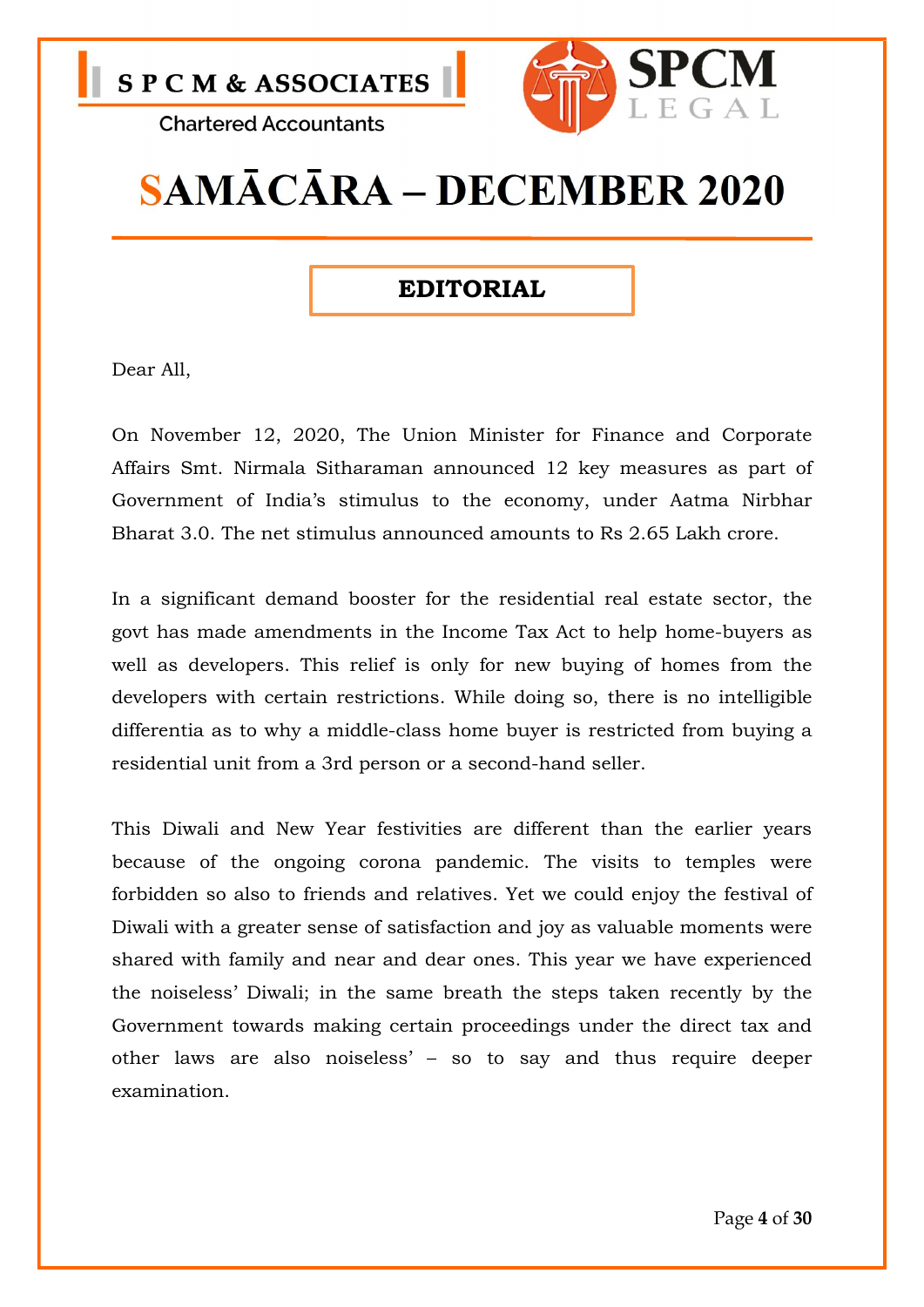S P C M & ASSOCIATES

Chartered Accountants

SPCM LEGAL

# SAMĀCĀRA – DECEMBER 2020

## EDITORIAL

Dear All,

On November 12, 2020, The Union Minister for Finance and Corporate Affairs Smt. Nirmala Sitharaman announced 12 key measures as part of Government of India's stimulus to the economy, under Aatma Nirbhar Bharat 3.0. The net stimulus announced amounts to Rs 2.65 Lakh crore.

In a significant demand booster for the residential real estate sector, the govt has made amendments in the Income Tax Act to help home-buyers as well as developers. This relief is only for new buying of homes from the developers with certain restrictions. While doing so, there is no intelligible differentia as to why a middle-class home buyer is restricted from buying a residential unit from a 3rd person or a second-hand seller.

This Diwali and New Year festivities are different than the earlier years because of the ongoing corona pandemic. The visits to temples were forbidden so also to friends and relatives. Yet we could enjoy the festival of Diwali with a greater sense of satisfaction and joy as valuable moments were shared with family and near and dear ones. This year we have experienced the noiseless' Diwali; in the same breath the steps taken recently by the Government towards making certain proceedings under the direct tax and other laws are also noiseless' – so to say and thus require deeper examination.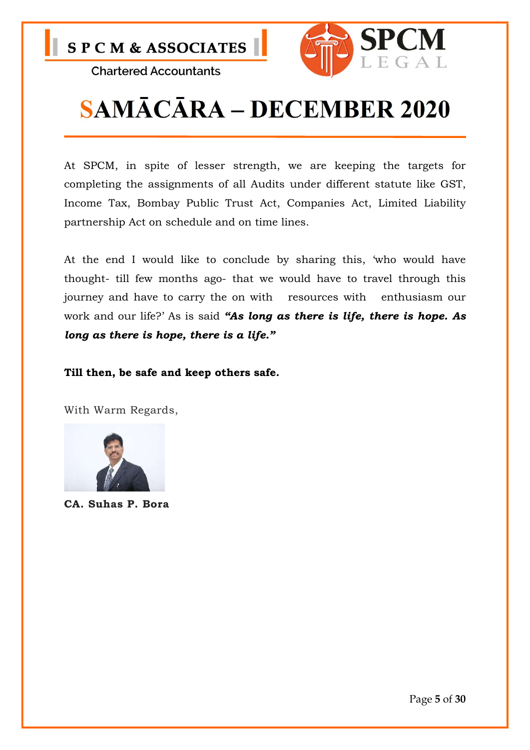# SAMĀCĀRA – DECEMBER 2020

At SPCM, in spite of lesser strength, we are keeping the targets for completing the assignments of all Audits under different statute like GST, Income Tax, Bombay Public Trust Act, Companies Act, Limited Liability partnership Act on schedule and on time lines.

At the end I would like to conclude by sharing this, 'who would have thought- till few months ago- that we would have to travel through this journey and have to carry the on with resources with enthusiasm our work and our life?' As is said ***"As long as there is life, there is hope. As long as there is hope, there is a life."***

**Till then, be safe and keep others safe.**

With Warm Regards,

**CA. Suhas P. Bora**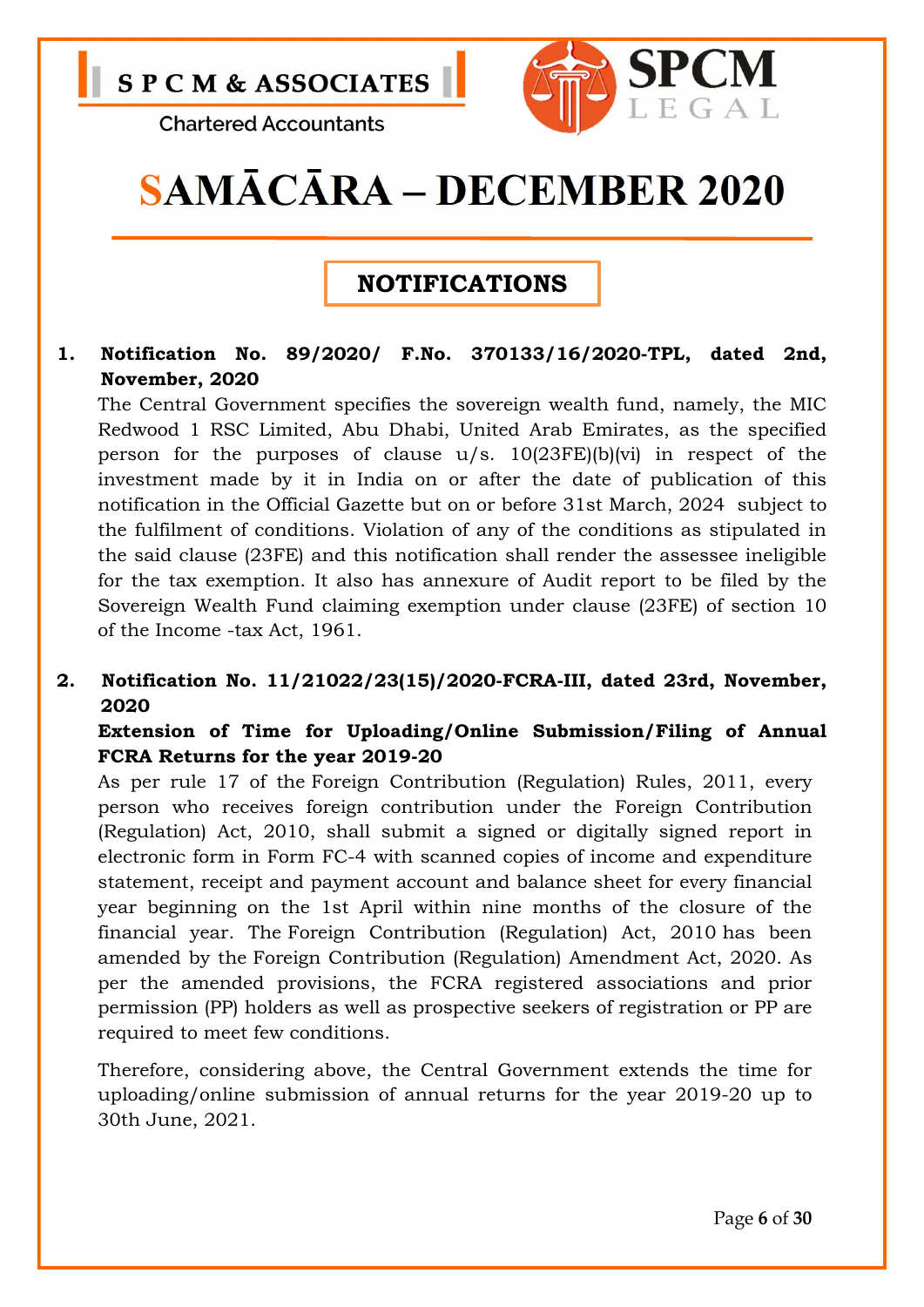# SAMĀCĀRA – DECEMBER 2020

## NOTIFICATIONS

1. **Notification No. 89/2020/ F.No. 370133/16/2020-TPL, dated 2nd, November, 2020**

   The Central Government specifies the sovereign wealth fund, namely, the MIC Redwood 1 RSC Limited, Abu Dhabi, United Arab Emirates, as the specified person for the purposes of clause u/s. 10(23FE)(b)(vi) in respect of the investment made by it in India on or after the date of publication of this notification in the Official Gazette but on or before 31st March, 2024 subject to the fulfilment of conditions. Violation of any of the conditions as stipulated in the said clause (23FE) and this notification shall render the assessee ineligible for the tax exemption. It also has annexure of Audit report to be filed by the Sovereign Wealth Fund claiming exemption under clause (23FE) of section 10 of the Income -tax Act, 1961.

2. **Notification No. 11/21022/23(15)/2020-FCRA-III, dated 23rd, November, 2020**

   **Extension of Time for Uploading/Online Submission/Filing of Annual FCRA Returns for the year 2019-20**

   As per rule 17 of the Foreign Contribution (Regulation) Rules, 2011, every person who receives foreign contribution under the Foreign Contribution (Regulation) Act, 2010, shall submit a signed or digitally signed report in electronic form in Form FC-4 with scanned copies of income and expenditure statement, receipt and payment account and balance sheet for every financial year beginning on the 1st April within nine months of the closure of the financial year. The Foreign Contribution (Regulation) Act, 2010 has been amended by the Foreign Contribution (Regulation) Amendment Act, 2020. As per the amended provisions, the FCRA registered associations and prior permission (PP) holders as well as prospective seekers of registration or PP are required to meet few conditions.

   Therefore, considering above, the Central Government extends the time for uploading/online submission of annual returns for the year 2019-20 up to 30th June, 2021.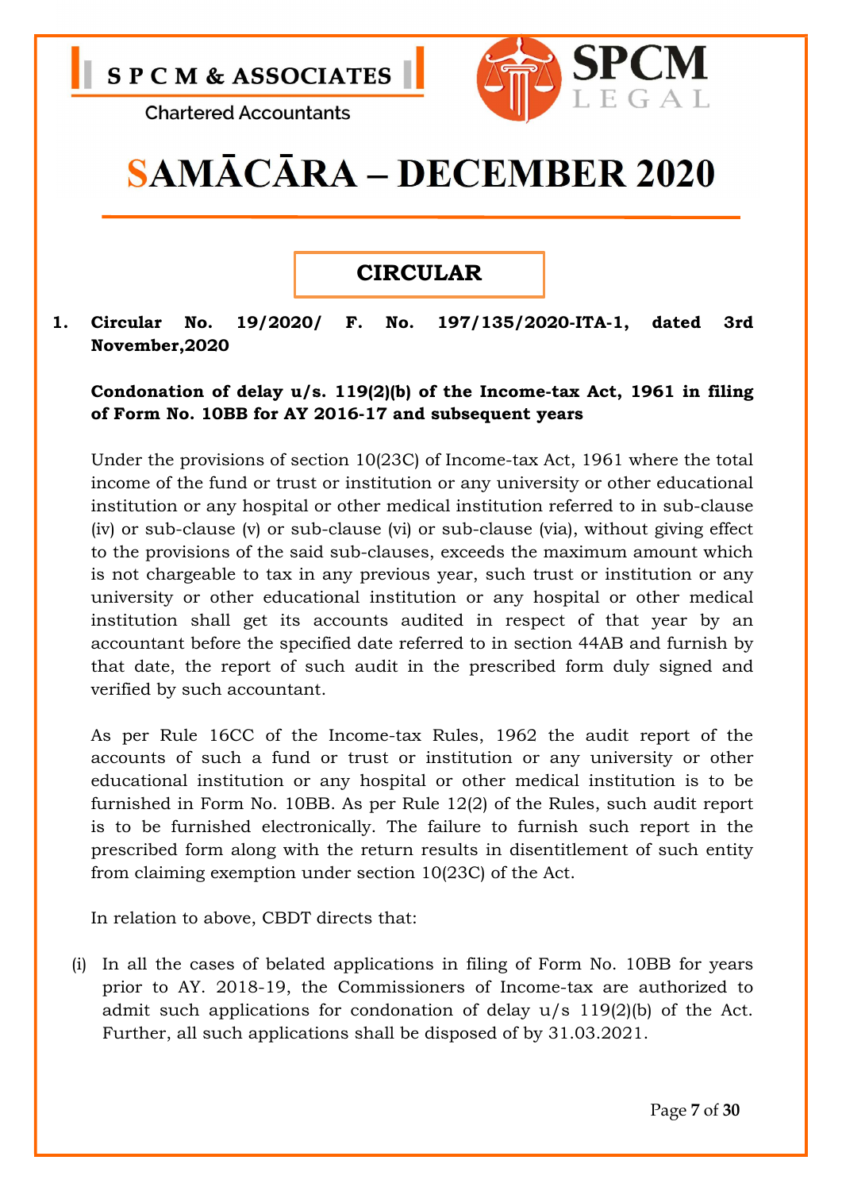S P C M & ASSOCIATES

Chartered Accountants

SPCM LEGAL

# SAMĀCĀRA – DECEMBER 2020

## CIRCULAR

**1. Circular No. 19/2020/ F. No. 197/135/2020-ITA-1, dated 3rd November,2020**

**Condonation of delay u/s. 119(2)(b) of the Income-tax Act, 1961 in filing of Form No. 10BB for AY 2016-17 and subsequent years**

Under the provisions of section 10(23C) of Income-tax Act, 1961 where the total income of the fund or trust or institution or any university or other educational institution or any hospital or other medical institution referred to in sub-clause (iv) or sub-clause (v) or sub-clause (vi) or sub-clause (via), without giving effect to the provisions of the said sub-clauses, exceeds the maximum amount which is not chargeable to tax in any previous year, such trust or institution or any university or other educational institution or any hospital or other medical institution shall get its accounts audited in respect of that year by an accountant before the specified date referred to in section 44AB and furnish by that date, the report of such audit in the prescribed form duly signed and verified by such accountant.

As per Rule 16CC of the Income-tax Rules, 1962 the audit report of the accounts of such a fund or trust or institution or any university or other educational institution or any hospital or other medical institution is to be furnished in Form No. 10BB. As per Rule 12(2) of the Rules, such audit report is to be furnished electronically. The failure to furnish such report in the prescribed form along with the return results in disentitlement of such entity from claiming exemption under section 10(23C) of the Act.

In relation to above, CBDT directs that:

(i) In all the cases of belated applications in filing of Form No. 10BB for years prior to AY. 2018-19, the Commissioners of Income-tax are authorized to admit such applications for condonation of delay u/s 119(2)(b) of the Act. Further, all such applications shall be disposed of by 31.03.2021.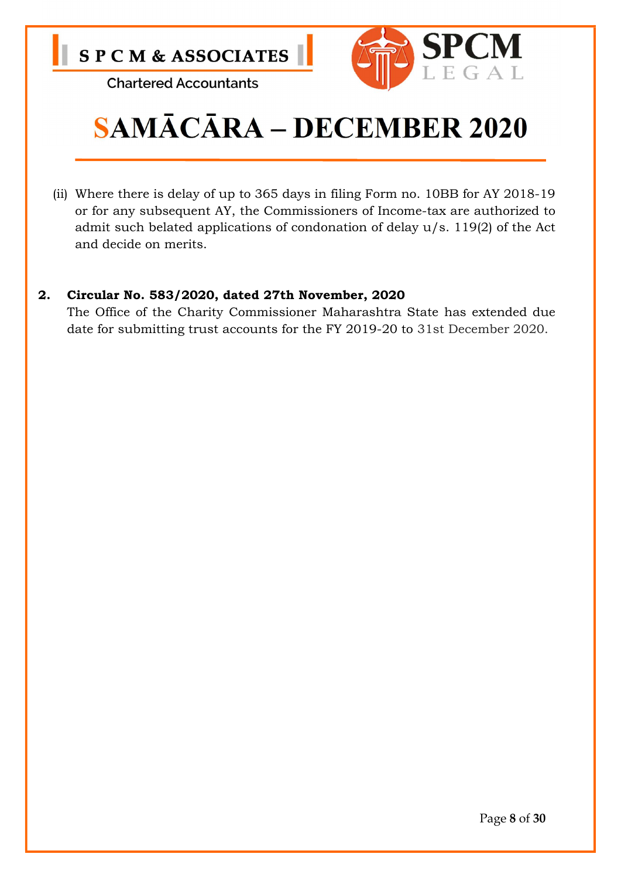(ii) Where there is delay of up to 365 days in filing Form no. 10BB for AY 2018-19 or for any subsequent AY, the Commissioners of Income-tax are authorized to admit such belated applications of condonation of delay u/s. 119(2) of the Act and decide on merits.

**2. Circular No. 583/2020, dated 27th November, 2020**

The Office of the Charity Commissioner Maharashtra State has extended due date for submitting trust accounts for the FY 2019-20 to 31st December 2020.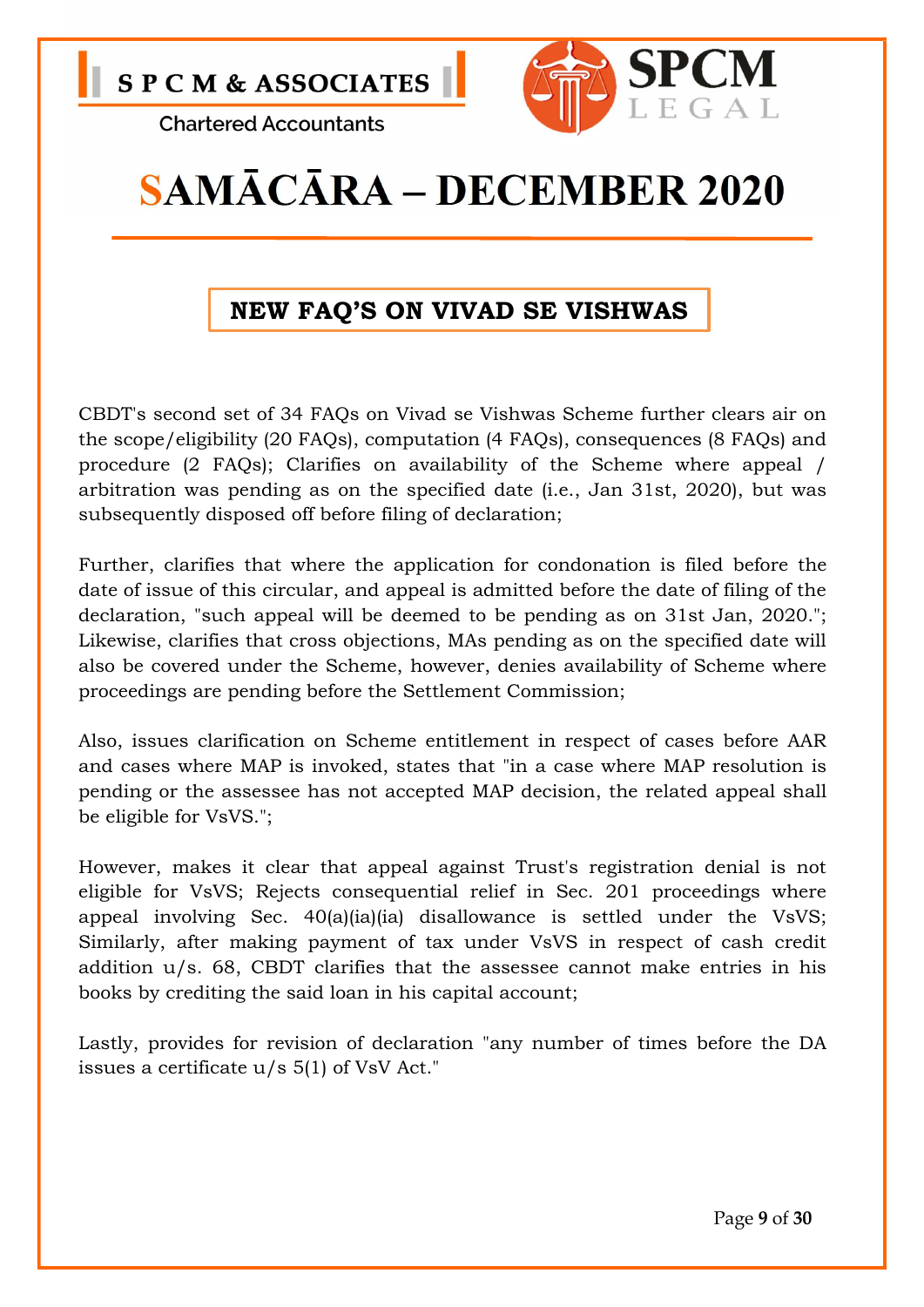# SAMĀCĀRA – DECEMBER 2020

## NEW FAQ'S ON VIVAD SE VISHWAS

CBDT's second set of 34 FAQs on Vivad se Vishwas Scheme further clears air on the scope/eligibility (20 FAQs), computation (4 FAQs), consequences (8 FAQs) and procedure (2 FAQs); Clarifies on availability of the Scheme where appeal / arbitration was pending as on the specified date (i.e., Jan 31st, 2020), but was subsequently disposed off before filing of declaration;

Further, clarifies that where the application for condonation is filed before the date of issue of this circular, and appeal is admitted before the date of filing of the declaration, "such appeal will be deemed to be pending as on 31st Jan, 2020."; Likewise, clarifies that cross objections, MAs pending as on the specified date will also be covered under the Scheme, however, denies availability of Scheme where proceedings are pending before the Settlement Commission;

Also, issues clarification on Scheme entitlement in respect of cases before AAR and cases where MAP is invoked, states that "in a case where MAP resolution is pending or the assessee has not accepted MAP decision, the related appeal shall be eligible for VsVS.";

However, makes it clear that appeal against Trust's registration denial is not eligible for VsVS; Rejects consequential relief in Sec. 201 proceedings where appeal involving Sec. 40(a)(ia)(ia) disallowance is settled under the VsVS; Similarly, after making payment of tax under VsVS in respect of cash credit addition u/s. 68, CBDT clarifies that the assessee cannot make entries in his books by crediting the said loan in his capital account;

Lastly, provides for revision of declaration "any number of times before the DA issues a certificate u/s 5(1) of VsV Act."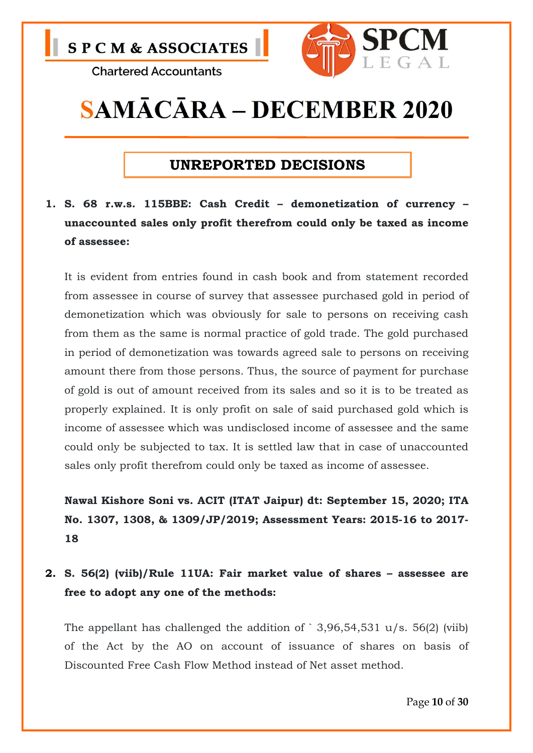## UNREPORTED DECISIONS

**1. S. 68 r.w.s. 115BBE: Cash Credit – demonetization of currency – unaccounted sales only profit therefrom could only be taxed as income of assessee:**

It is evident from entries found in cash book and from statement recorded from assessee in course of survey that assessee purchased gold in period of demonetization which was obviously for sale to persons on receiving cash from them as the same is normal practice of gold trade. The gold purchased in period of demonetization was towards agreed sale to persons on receiving amount there from those persons. Thus, the source of payment for purchase of gold is out of amount received from its sales and so it is to be treated as properly explained. It is only profit on sale of said purchased gold which is income of assessee which was undisclosed income of assessee and the same could only be subjected to tax. It is settled law that in case of unaccounted sales only profit therefrom could only be taxed as income of assessee.

**Nawal Kishore Soni vs. ACIT (ITAT Jaipur) dt: September 15, 2020; ITA No. 1307, 1308, & 1309/JP/2019; Assessment Years: 2015-16 to 2017-18**

**2. S. 56(2) (viib)/Rule 11UA: Fair market value of shares – assessee are free to adopt any one of the methods:**

The appellant has challenged the addition of ` 3,96,54,531 u/s. 56(2) (viib) of the Act by the AO on account of issuance of shares on basis of Discounted Free Cash Flow Method instead of Net asset method.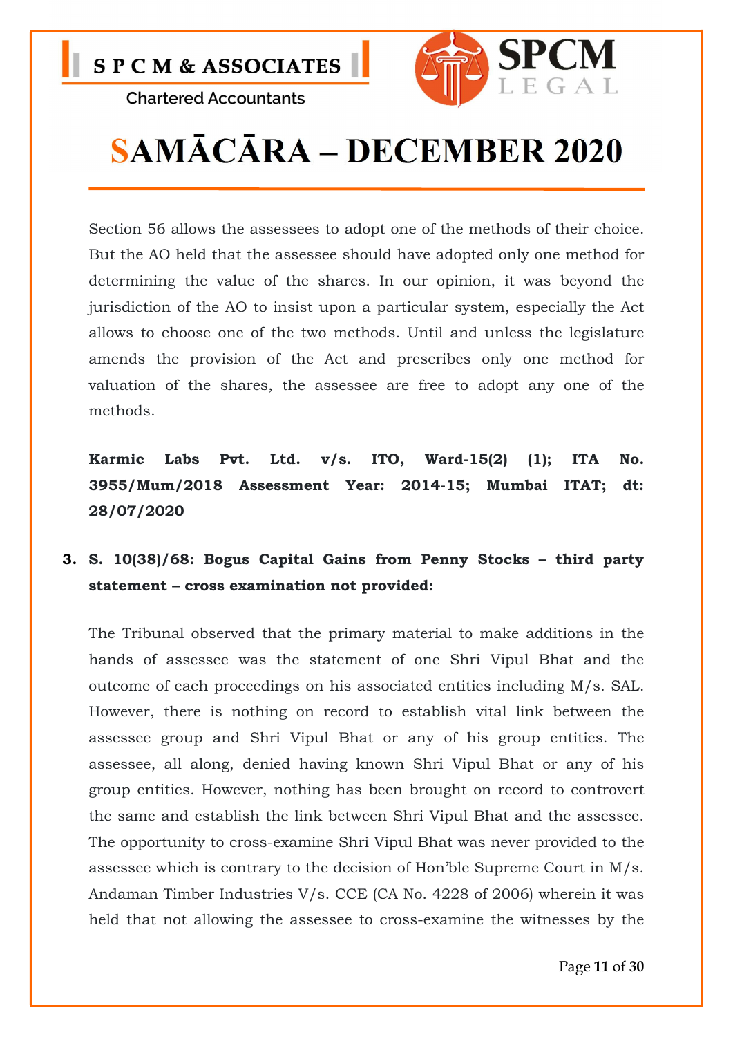Section 56 allows the assessees to adopt one of the methods of their choice. But the AO held that the assessee should have adopted only one method for determining the value of the shares. In our opinion, it was beyond the jurisdiction of the AO to insist upon a particular system, especially the Act allows to choose one of the two methods. Until and unless the legislature amends the provision of the Act and prescribes only one method for valuation of the shares, the assessee are free to adopt any one of the methods.

**Karmic Labs Pvt. Ltd. v/s. ITO, Ward-15(2) (1); ITA No. 3955/Mum/2018 Assessment Year: 2014-15; Mumbai ITAT; dt: 28/07/2020**

3. **S. 10(38)/68: Bogus Capital Gains from Penny Stocks – third party statement – cross examination not provided:**

The Tribunal observed that the primary material to make additions in the hands of assessee was the statement of one Shri Vipul Bhat and the outcome of each proceedings on his associated entities including M/s. SAL. However, there is nothing on record to establish vital link between the assessee group and Shri Vipul Bhat or any of his group entities. The assessee, all along, denied having known Shri Vipul Bhat or any of his group entities. However, nothing has been brought on record to controvert the same and establish the link between Shri Vipul Bhat and the assessee. The opportunity to cross-examine Shri Vipul Bhat was never provided to the assessee which is contrary to the decision of Hon'ble Supreme Court in M/s. Andaman Timber Industries V/s. CCE (CA No. 4228 of 2006) wherein it was held that not allowing the assessee to cross-examine the witnesses by the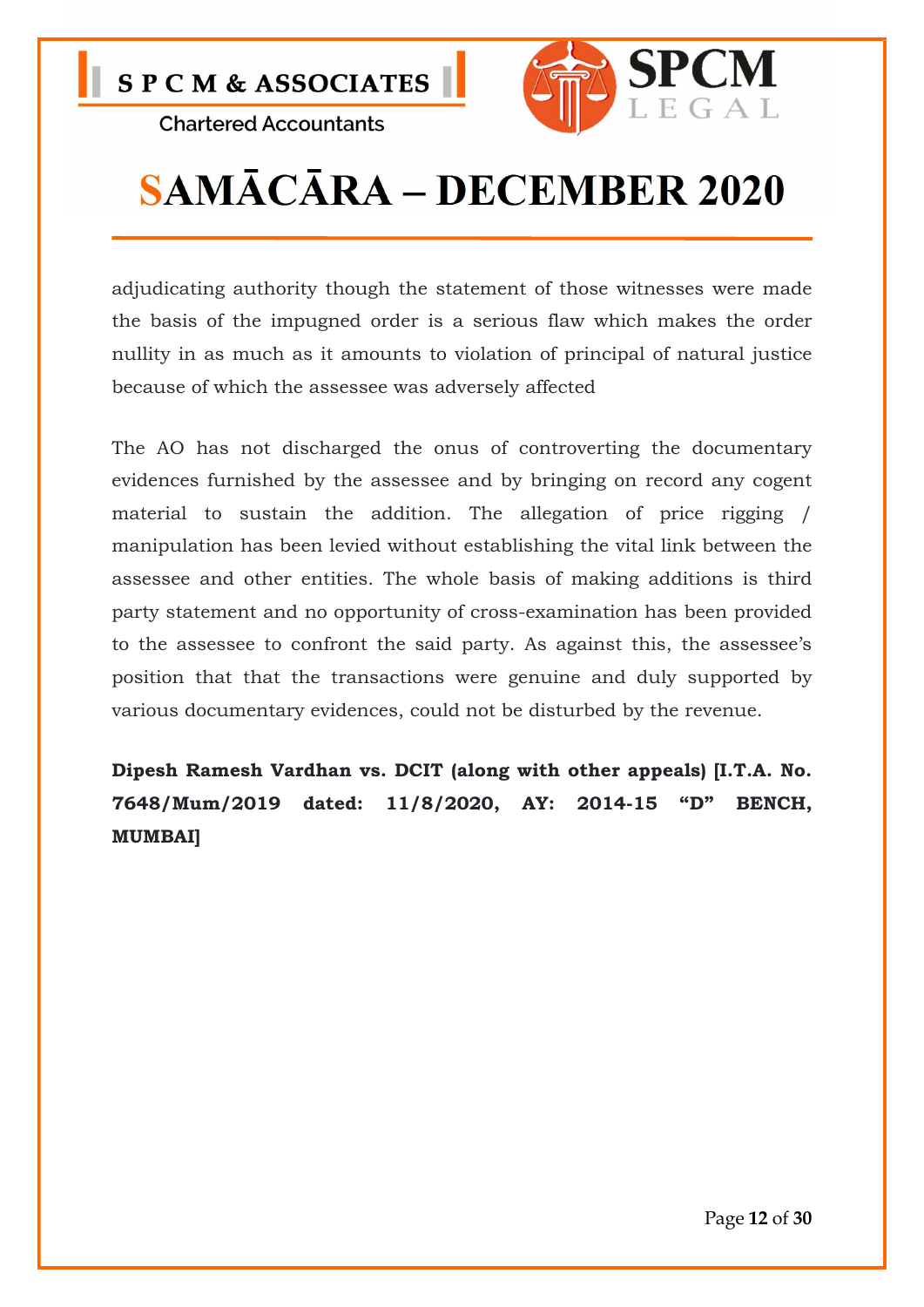adjudicating authority though the statement of those witnesses were made the basis of the impugned order is a serious flaw which makes the order nullity in as much as it amounts to violation of principal of natural justice because of which the assessee was adversely affected

The AO has not discharged the onus of controverting the documentary evidences furnished by the assessee and by bringing on record any cogent material to sustain the addition. The allegation of price rigging / manipulation has been levied without establishing the vital link between the assessee and other entities. The whole basis of making additions is third party statement and no opportunity of cross-examination has been provided to the assessee to confront the said party. As against this, the assessee's position that that the transactions were genuine and duly supported by various documentary evidences, could not be disturbed by the revenue.

**Dipesh Ramesh Vardhan vs. DCIT (along with other appeals) [I.T.A. No. 7648/Mum/2019 dated: 11/8/2020, AY: 2014-15 "D" BENCH, MUMBAI]**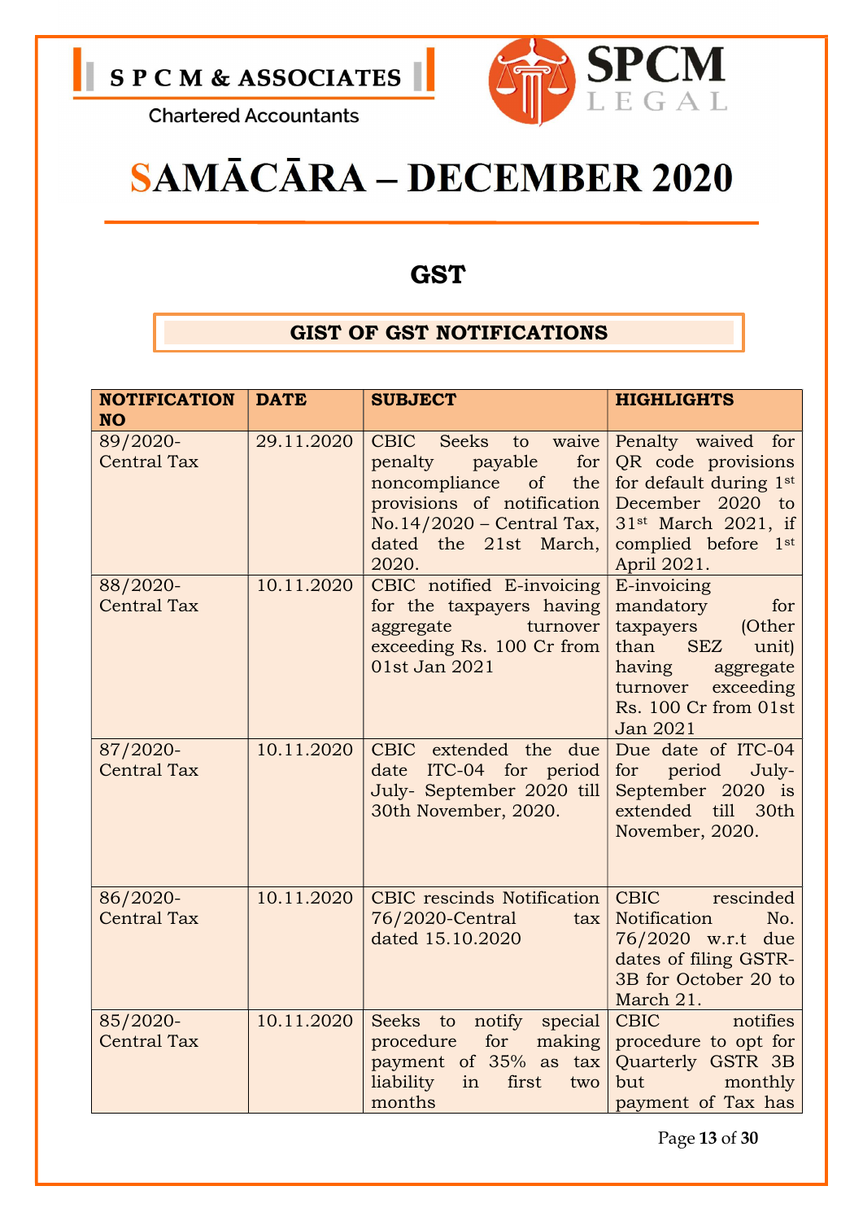S P C M & ASSOCIATES

Chartered Accountants

SPCM LEGAL

# SAMĀCĀRA – DECEMBER 2020

## GST

### GIST OF GST NOTIFICATIONS

| NOTIFICATION NO | DATE | SUBJECT | HIGHLIGHTS |
|---|---|---|---|
| 89/2020-Central Tax | 29.11.2020 | CBIC Seeks to waive penalty payable for noncompliance of the provisions of notification No.14/2020 – Central Tax, dated the 21st March, 2020. | Penalty waived for QR code provisions for default during 1st December 2020 to 31st March 2021, if complied before 1st April 2021. |
| 88/2020-Central Tax | 10.11.2020 | CBIC notified E-invoicing for the taxpayers having aggregate turnover exceeding Rs. 100 Cr from 01st Jan 2021 | E-invoicing mandatory for taxpayers (Other than SEZ unit) having aggregate turnover exceeding Rs. 100 Cr from 01st Jan 2021 |
| 87/2020-Central Tax | 10.11.2020 | CBIC extended the due date ITC-04 for period July- September 2020 till 30th November, 2020. | Due date of ITC-04 for period July-September 2020 is extended till 30th November, 2020. |
| 86/2020-Central Tax | 10.11.2020 | CBIC rescinds Notification 76/2020-Central tax dated 15.10.2020 | CBIC rescinded Notification No. 76/2020 w.r.t due dates of filing GSTR-3B for October 20 to March 21. |
| 85/2020-Central Tax | 10.11.2020 | Seeks to notify special procedure for making payment of 35% as tax liability in first two months | CBIC notifies procedure to opt for Quarterly GSTR 3B but monthly payment of Tax has |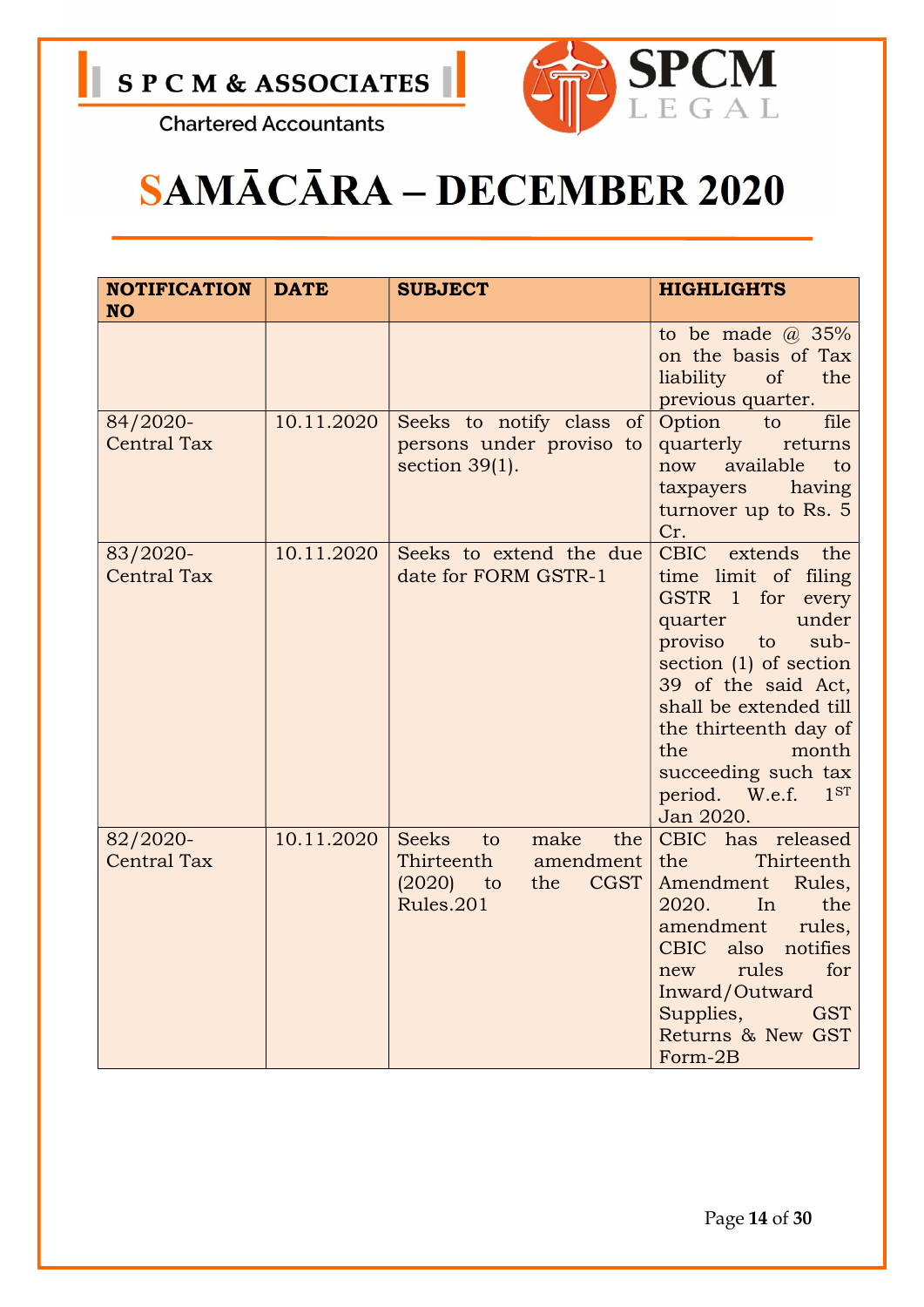# SAMĀCĀRA – DECEMBER 2020

| NOTIFICATION NO | DATE | SUBJECT | HIGHLIGHTS |
|---|---|---|---|
| | | | to be made @ 35% on the basis of Tax liability of the previous quarter. |
| 84/2020-Central Tax | 10.11.2020 | Seeks to notify class of persons under proviso to section 39(1). | Option to file quarterly returns now available to taxpayers having turnover up to Rs. 5 Cr. |
| 83/2020-Central Tax | 10.11.2020 | Seeks to extend the due date for FORM GSTR-1 | CBIC extends the time limit of filing GSTR 1 for every quarter under proviso to sub-section (1) of section 39 of the said Act, shall be extended till the thirteenth day of the month succeeding such tax period. W.e.f. 1ST Jan 2020. |
| 82/2020-Central Tax | 10.11.2020 | Seeks to make the Thirteenth amendment (2020) to the CGST Rules.201 | CBIC has released the Thirteenth Amendment Rules, 2020. In the amendment rules, CBIC also notifies new rules for Inward/Outward Supplies, GST Returns & New GST Form-2B |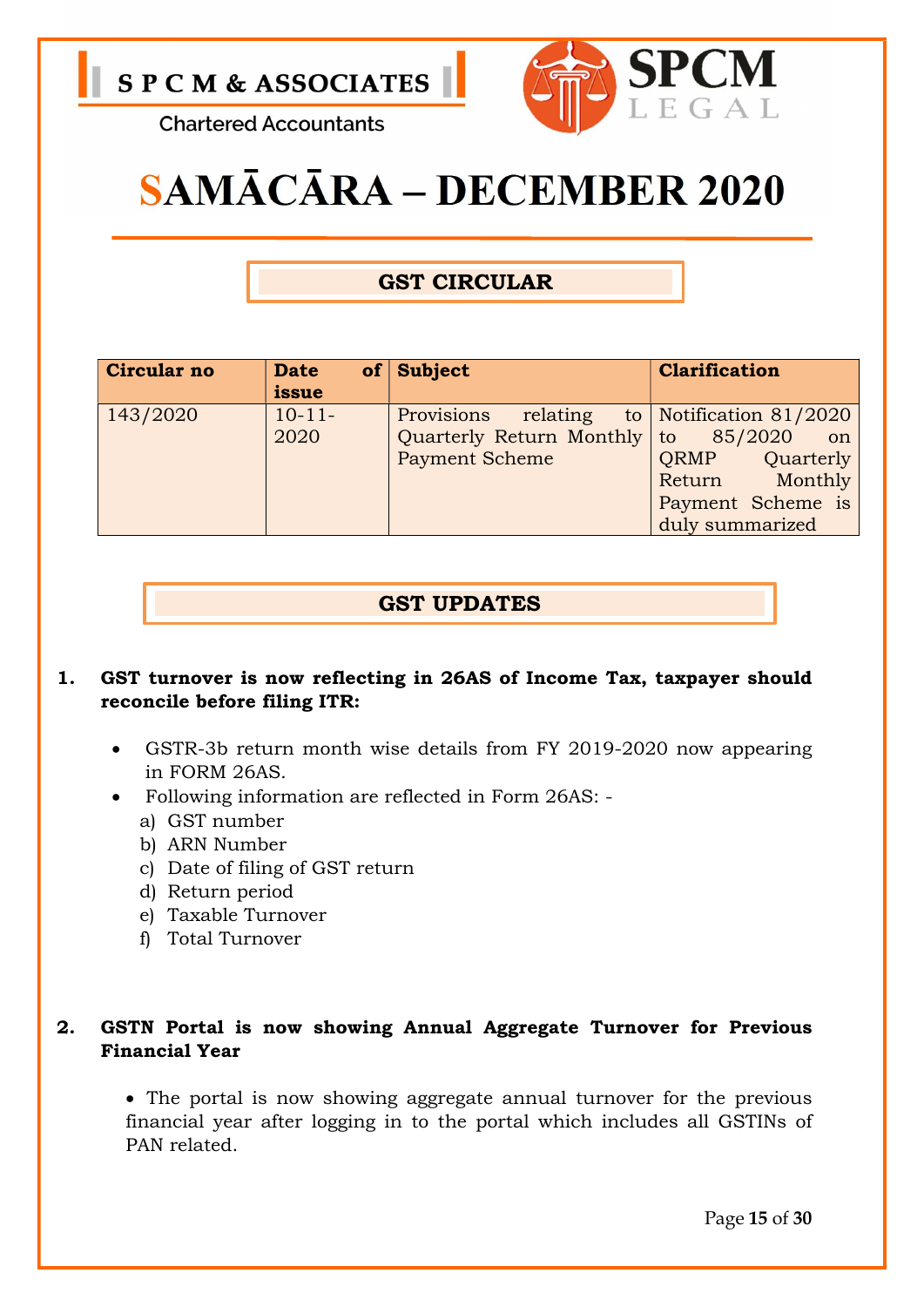S P C M & ASSOCIATES

Chartered Accountants

SPCM LEGAL

# SAMĀCĀRA – DECEMBER 2020

## GST CIRCULAR

| Circular no | Date of issue | Subject | Clarification |
|---|---|---|---|
| 143/2020 | 10-11-2020 | Provisions relating to Quarterly Return Monthly Payment Scheme | Notification 81/2020 to 85/2020 on QRMP Quarterly Return Monthly Payment Scheme is duly summarized |

## GST UPDATES

1. **GST turnover is now reflecting in 26AS of Income Tax, taxpayer should reconcile before filing ITR:**

   - GSTR-3b return month wise details from FY 2019-2020 now appearing in FORM 26AS.
   - Following information are reflected in Form 26AS: -
     a) GST number
     b) ARN Number
     c) Date of filing of GST return
     d) Return period
     e) Taxable Turnover
     f) Total Turnover

2. **GSTN Portal is now showing Annual Aggregate Turnover for Previous Financial Year**

   - The portal is now showing aggregate annual turnover for the previous financial year after logging in to the portal which includes all GSTINs of PAN related.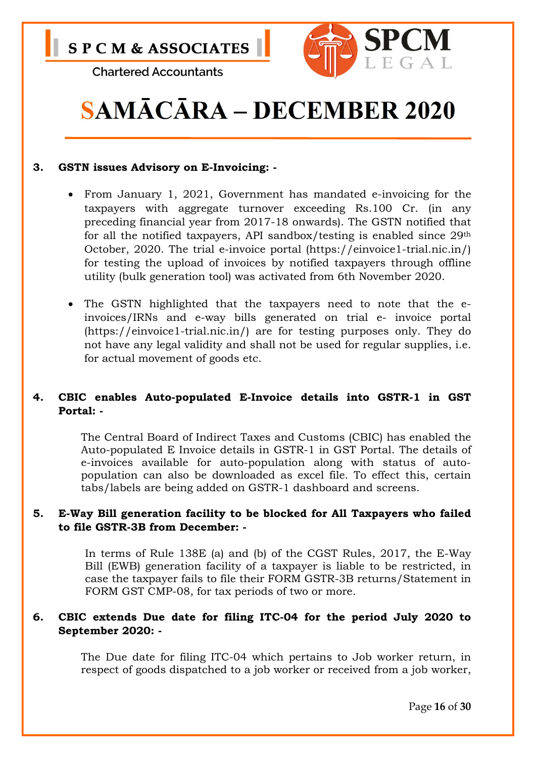### 3. GSTN issues Advisory on E-Invoicing: -

- From January 1, 2021, Government has mandated e-invoicing for the taxpayers with aggregate turnover exceeding Rs.100 Cr. (in any preceding financial year from 2017-18 onwards). The GSTN notified that for all the notified taxpayers, API sandbox/testing is enabled since 29th October, 2020. The trial e-invoice portal (https://einvoice1-trial.nic.in/) for testing the upload of invoices by notified taxpayers through offline utility (bulk generation tool) was activated from 6th November 2020.

- The GSTN highlighted that the taxpayers need to note that the e-invoices/IRNs and e-way bills generated on trial e- invoice portal (https://einvoice1-trial.nic.in/) are for testing purposes only. They do not have any legal validity and shall not be used for regular supplies, i.e. for actual movement of goods etc.

### 4. CBIC enables Auto-populated E-Invoice details into GSTR-1 in GST Portal: -

The Central Board of Indirect Taxes and Customs (CBIC) has enabled the Auto-populated E Invoice details in GSTR-1 in GST Portal. The details of e-invoices available for auto-population along with status of auto-population can also be downloaded as excel file. To effect this, certain tabs/labels are being added on GSTR-1 dashboard and screens.

### 5. E-Way Bill generation facility to be blocked for All Taxpayers who failed to file GSTR-3B from December: -

In terms of Rule 138E (a) and (b) of the CGST Rules, 2017, the E-Way Bill (EWB) generation facility of a taxpayer is liable to be restricted, in case the taxpayer fails to file their FORM GSTR-3B returns/Statement in FORM GST CMP-08, for tax periods of two or more.

### 6. CBIC extends Due date for filing ITC-04 for the period July 2020 to September 2020: -

The Due date for filing ITC-04 which pertains to Job worker return, in respect of goods dispatched to a job worker or received from a job worker,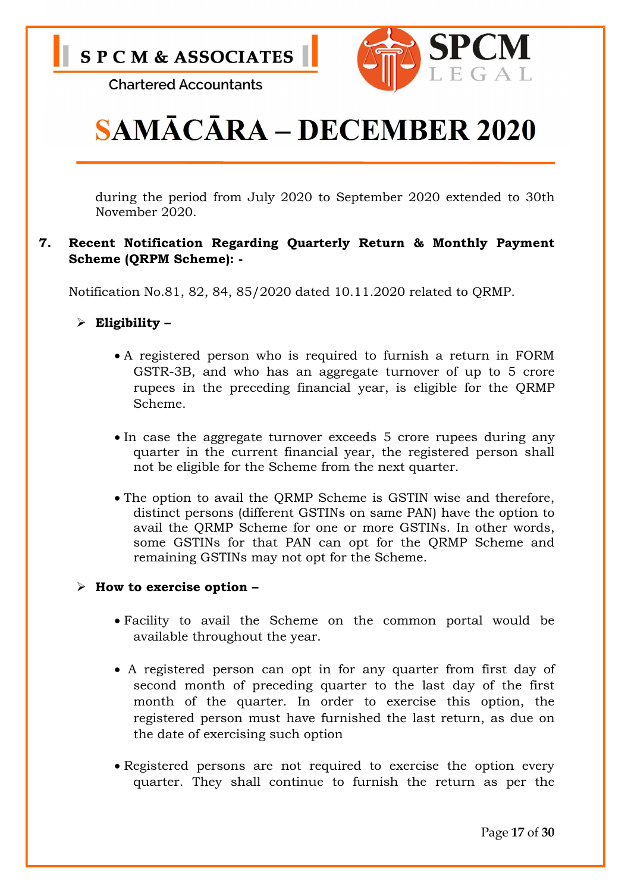during the period from July 2020 to September 2020 extended to 30th November 2020.

**7. Recent Notification Regarding Quarterly Return & Monthly Payment Scheme (QRPM Scheme): -**

Notification No.81, 82, 84, 85/2020 dated 10.11.2020 related to QRMP.

- **Eligibility –**

  - A registered person who is required to furnish a return in FORM GSTR-3B, and who has an aggregate turnover of up to 5 crore rupees in the preceding financial year, is eligible for the QRMP Scheme.

  - In case the aggregate turnover exceeds 5 crore rupees during any quarter in the current financial year, the registered person shall not be eligible for the Scheme from the next quarter.

  - The option to avail the QRMP Scheme is GSTIN wise and therefore, distinct persons (different GSTINs on same PAN) have the option to avail the QRMP Scheme for one or more GSTINs. In other words, some GSTINs for that PAN can opt for the QRMP Scheme and remaining GSTINs may not opt for the Scheme.

- **How to exercise option –**

  - Facility to avail the Scheme on the common portal would be available throughout the year.

  - A registered person can opt in for any quarter from first day of second month of preceding quarter to the last day of the first month of the quarter. In order to exercise this option, the registered person must have furnished the last return, as due on the date of exercising such option

  - Registered persons are not required to exercise the option every quarter. They shall continue to furnish the return as per the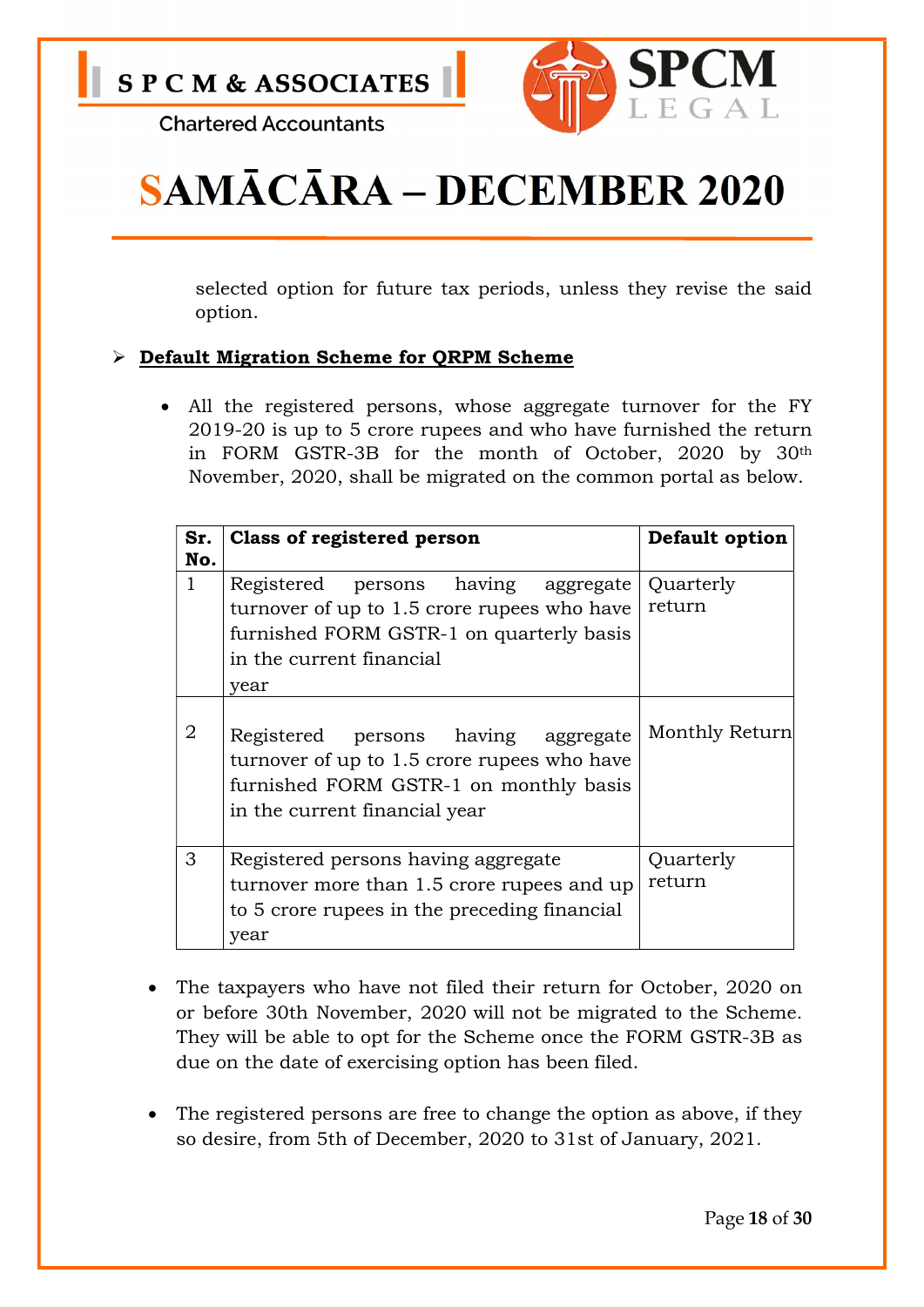selected option for future tax periods, unless they revise the said option.

- **Default Migration Scheme for QRPM Scheme**

  - All the registered persons, whose aggregate turnover for the FY 2019-20 is up to 5 crore rupees and who have furnished the return in FORM GSTR-3B for the month of October, 2020 by 30th November, 2020, shall be migrated on the common portal as below.

| Sr. No. | Class of registered person | Default option |
|---|---|---|
| 1 | Registered persons having aggregate turnover of up to 1.5 crore rupees who have furnished FORM GSTR-1 on quarterly basis in the current financial year | Quarterly return |
| 2 | Registered persons having aggregate turnover of up to 1.5 crore rupees who have furnished FORM GSTR-1 on monthly basis in the current financial year | Monthly Return |
| 3 | Registered persons having aggregate turnover more than 1.5 crore rupees and up to 5 crore rupees in the preceding financial year | Quarterly return |

- The taxpayers who have not filed their return for October, 2020 on or before 30th November, 2020 will not be migrated to the Scheme. They will be able to opt for the Scheme once the FORM GSTR-3B as due on the date of exercising option has been filed.

- The registered persons are free to change the option as above, if they so desire, from 5th of December, 2020 to 31st of January, 2021.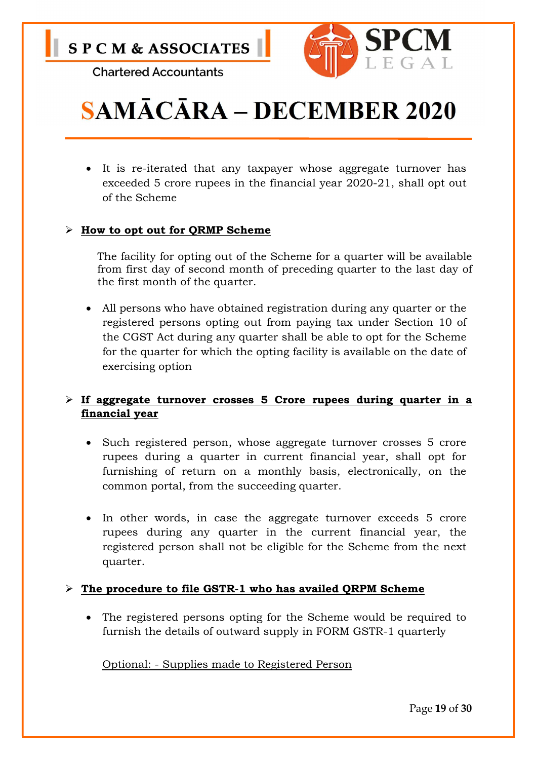- It is re-iterated that any taxpayer whose aggregate turnover has exceeded 5 crore rupees in the financial year 2020-21, shall opt out of the Scheme

➢ **How to opt out for QRMP Scheme**

The facility for opting out of the Scheme for a quarter will be available from first day of second month of preceding quarter to the last day of the first month of the quarter.

- All persons who have obtained registration during any quarter or the registered persons opting out from paying tax under Section 10 of the CGST Act during any quarter shall be able to opt for the Scheme for the quarter for which the opting facility is available on the date of exercising option

➢ **If aggregate turnover crosses 5 Crore rupees during quarter in a financial year**

- Such registered person, whose aggregate turnover crosses 5 crore rupees during a quarter in current financial year, shall opt for furnishing of return on a monthly basis, electronically, on the common portal, from the succeeding quarter.

- In other words, in case the aggregate turnover exceeds 5 crore rupees during any quarter in the current financial year, the registered person shall not be eligible for the Scheme from the next quarter.

➢ **The procedure to file GSTR-1 who has availed QRPM Scheme**

- The registered persons opting for the Scheme would be required to furnish the details of outward supply in FORM GSTR-1 quarterly

Optional: - Supplies made to Registered Person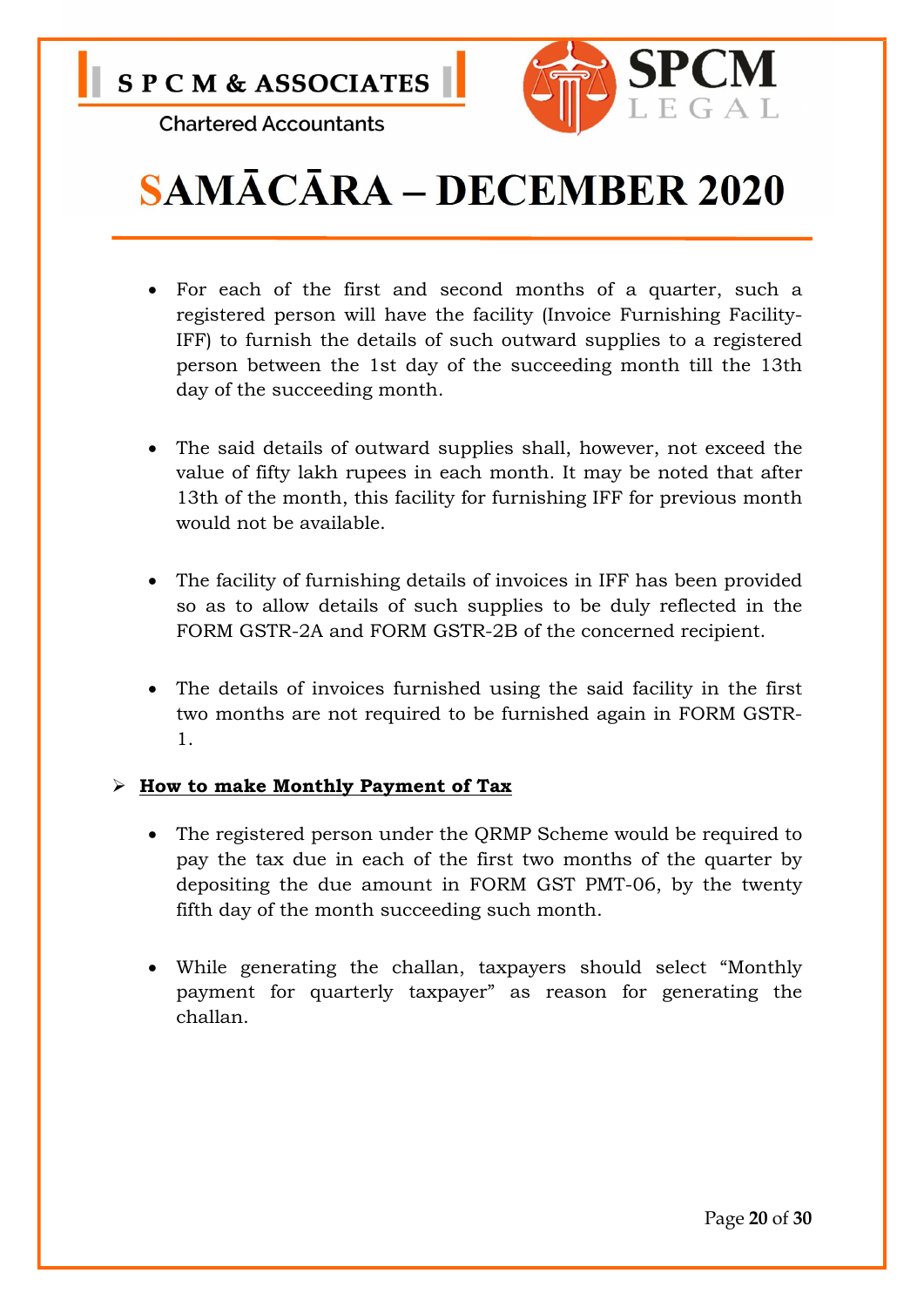- For each of the first and second months of a quarter, such a registered person will have the facility (Invoice Furnishing Facility-IFF) to furnish the details of such outward supplies to a registered person between the 1st day of the succeeding month till the 13th day of the succeeding month.

- The said details of outward supplies shall, however, not exceed the value of fifty lakh rupees in each month. It may be noted that after 13th of the month, this facility for furnishing IFF for previous month would not be available.

- The facility of furnishing details of invoices in IFF has been provided so as to allow details of such supplies to be duly reflected in the FORM GSTR-2A and FORM GSTR-2B of the concerned recipient.

- The details of invoices furnished using the said facility in the first two months are not required to be furnished again in FORM GSTR-1.

➢ **How to make Monthly Payment of Tax**

- The registered person under the QRMP Scheme would be required to pay the tax due in each of the first two months of the quarter by depositing the due amount in FORM GST PMT-06, by the twenty fifth day of the month succeeding such month.

- While generating the challan, taxpayers should select "Monthly payment for quarterly taxpayer" as reason for generating the challan.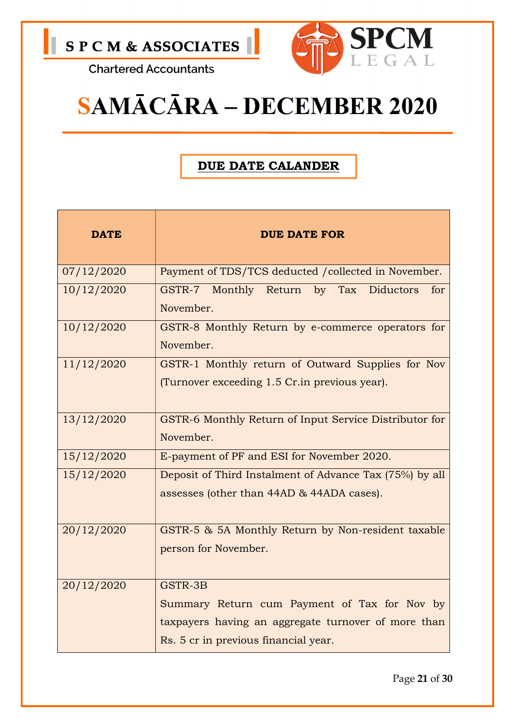# SAMĀCĀRA – DECEMBER 2020

## DUE DATE CALANDER

| DATE | DUE DATE FOR |
|---|---|
| 07/12/2020 | Payment of TDS/TCS deducted /collected in November. |
| 10/12/2020 | GSTR-7 Monthly Return by Tax Diductors for November. |
| 10/12/2020 | GSTR-8 Monthly Return by e-commerce operators for November. |
| 11/12/2020 | GSTR-1 Monthly return of Outward Supplies for Nov (Turnover exceeding 1.5 Cr.in previous year). |
| 13/12/2020 | GSTR-6 Monthly Return of Input Service Distributor for November. |
| 15/12/2020 | E-payment of PF and ESI for November 2020. |
| 15/12/2020 | Deposit of Third Instalment of Advance Tax (75%) by all assesses (other than 44AD & 44ADA cases). |
| 20/12/2020 | GSTR-5 & 5A Monthly Return by Non-resident taxable person for November. |
| 20/12/2020 | GSTR-3B<br>Summary Return cum Payment of Tax for Nov by taxpayers having an aggregate turnover of more than Rs. 5 cr in previous financial year. |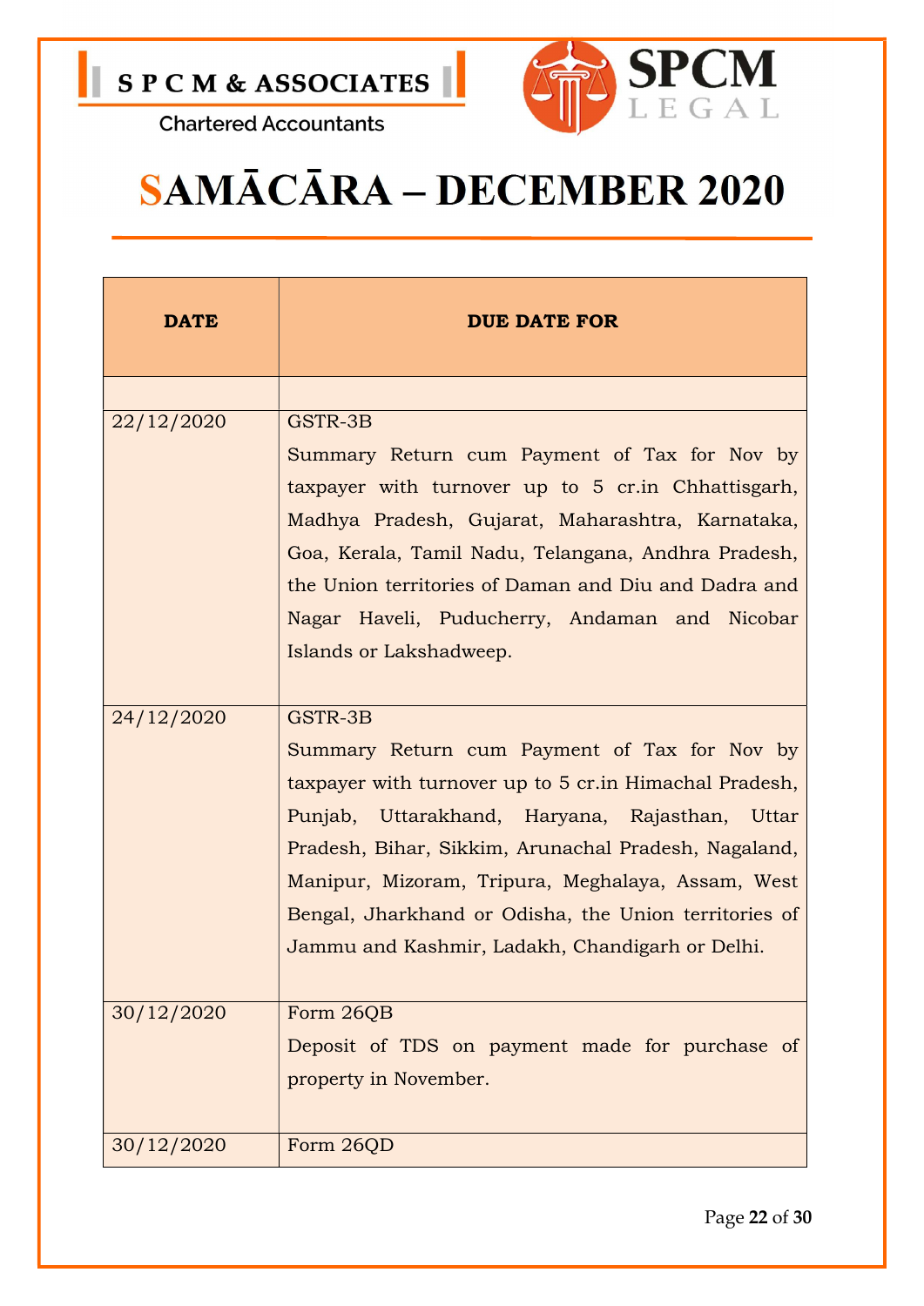# SAMĀCĀRA – DECEMBER 2020

| DATE | DUE DATE FOR |
|---|---|
| | |
| 22/12/2020 | GSTR-3B<br>Summary Return cum Payment of Tax for Nov by taxpayer with turnover up to 5 cr.in Chhattisgarh, Madhya Pradesh, Gujarat, Maharashtra, Karnataka, Goa, Kerala, Tamil Nadu, Telangana, Andhra Pradesh, the Union territories of Daman and Diu and Dadra and Nagar Haveli, Puducherry, Andaman and Nicobar Islands or Lakshadweep. |
| 24/12/2020 | GSTR-3B<br>Summary Return cum Payment of Tax for Nov by taxpayer with turnover up to 5 cr.in Himachal Pradesh, Punjab, Uttarakhand, Haryana, Rajasthan, Uttar Pradesh, Bihar, Sikkim, Arunachal Pradesh, Nagaland, Manipur, Mizoram, Tripura, Meghalaya, Assam, West Bengal, Jharkhand or Odisha, the Union territories of Jammu and Kashmir, Ladakh, Chandigarh or Delhi. |
| 30/12/2020 | Form 26QB<br>Deposit of TDS on payment made for purchase of property in November. |
| 30/12/2020 | Form 26QD |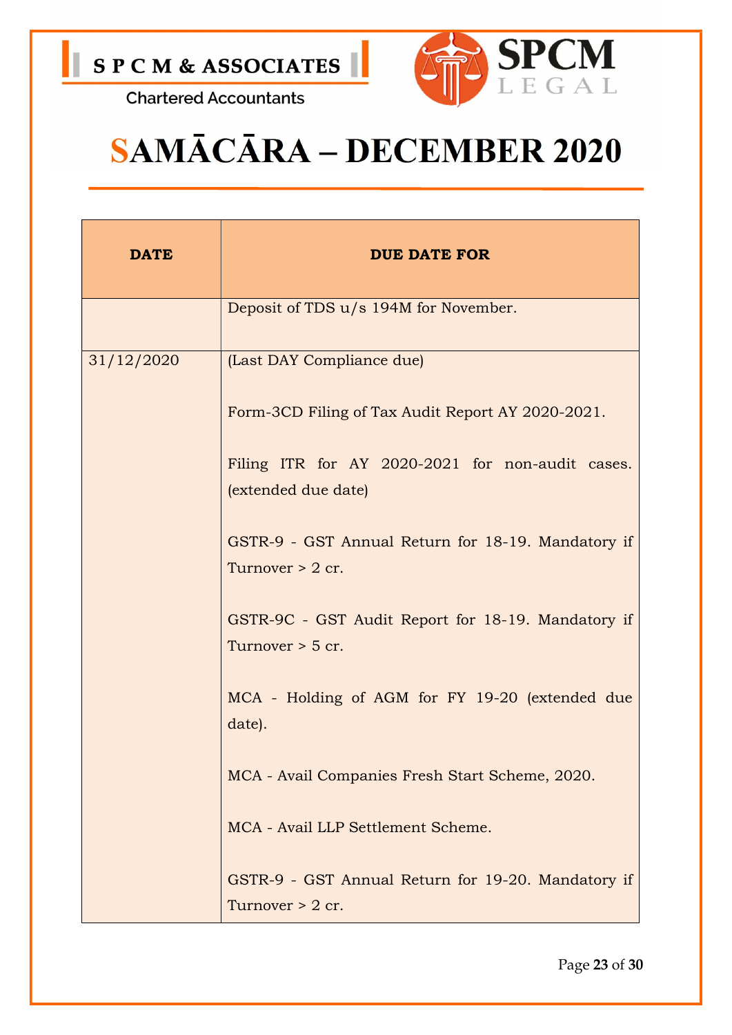# SAMĀCĀRA – DECEMBER 2020

| DATE | DUE DATE FOR |
|---|---|
| | Deposit of TDS u/s 194M for November. |
| 31/12/2020 | (Last DAY Compliance due)<br><br>Form-3CD Filing of Tax Audit Report AY 2020-2021.<br><br>Filing ITR for AY 2020-2021 for non-audit cases. (extended due date)<br><br>GSTR-9 - GST Annual Return for 18-19. Mandatory if Turnover > 2 cr.<br><br>GSTR-9C - GST Audit Report for 18-19. Mandatory if Turnover > 5 cr.<br><br>MCA - Holding of AGM for FY 19-20 (extended due date).<br><br>MCA - Avail Companies Fresh Start Scheme, 2020.<br><br>MCA - Avail LLP Settlement Scheme.<br><br>GSTR-9 - GST Annual Return for 19-20. Mandatory if Turnover > 2 cr. |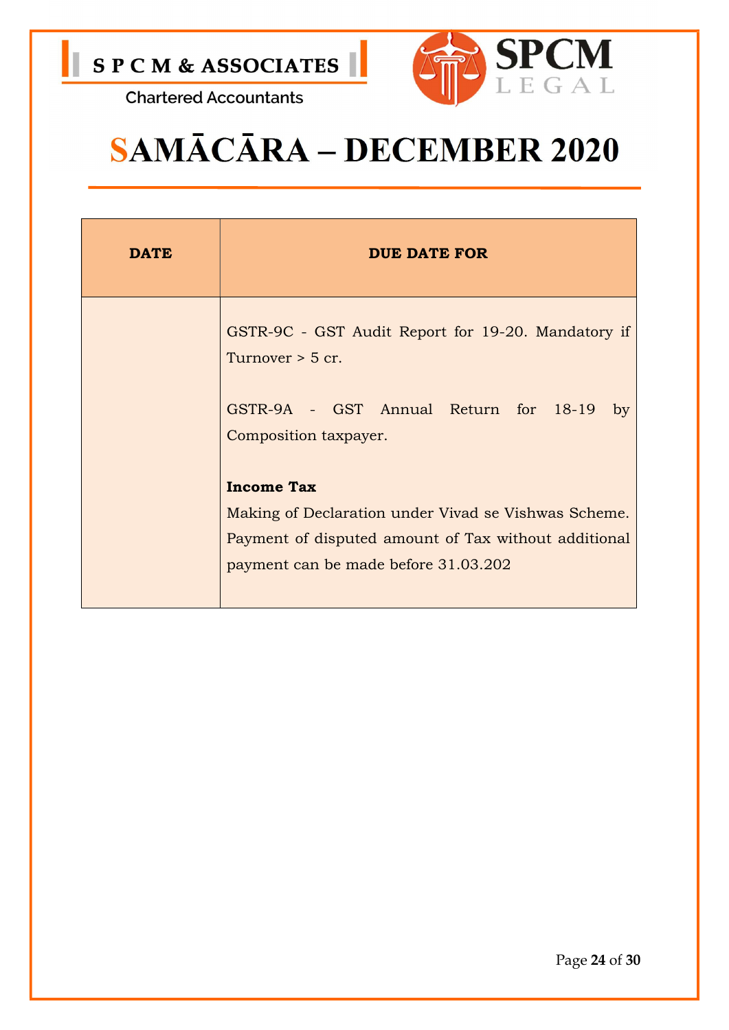# SAMĀCĀRA – DECEMBER 2020

| DATE | DUE DATE FOR |
|---|---|
| | GSTR-9C - GST Audit Report for 19-20. Mandatory if Turnover > 5 cr.<br><br>GSTR-9A - GST Annual Return for 18-19 by Composition taxpayer.<br><br>**Income Tax**<br>Making of Declaration under Vivad se Vishwas Scheme. Payment of disputed amount of Tax without additional payment can be made before 31.03.202 |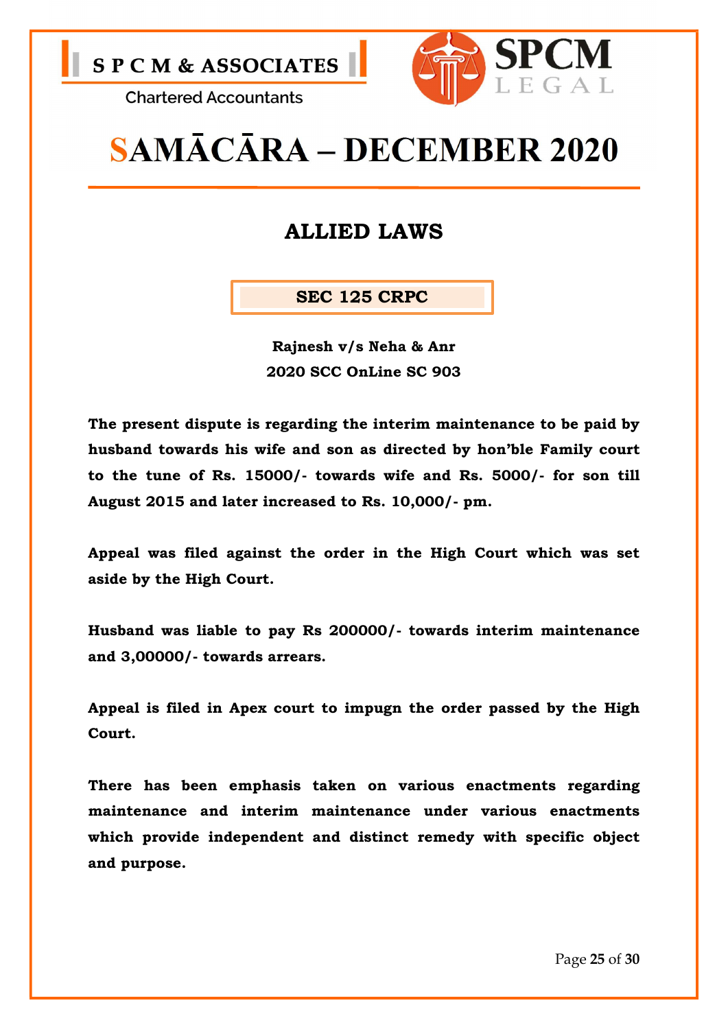# SAMĀCĀRA – DECEMBER 2020

## ALLIED LAWS

### SEC 125 CRPC

**Rajnesh v/s Neha & Anr**
**2020 SCC OnLine SC 903**

**The present dispute is regarding the interim maintenance to be paid by husband towards his wife and son as directed by hon'ble Family court to the tune of Rs. 15000/- towards wife and Rs. 5000/- for son till August 2015 and later increased to Rs. 10,000/- pm.**

**Appeal was filed against the order in the High Court which was set aside by the High Court.**

**Husband was liable to pay Rs 200000/- towards interim maintenance and 3,00000/- towards arrears.**

**Appeal is filed in Apex court to impugn the order passed by the High Court.**

**There has been emphasis taken on various enactments regarding maintenance and interim maintenance under various enactments which provide independent and distinct remedy with specific object and purpose.**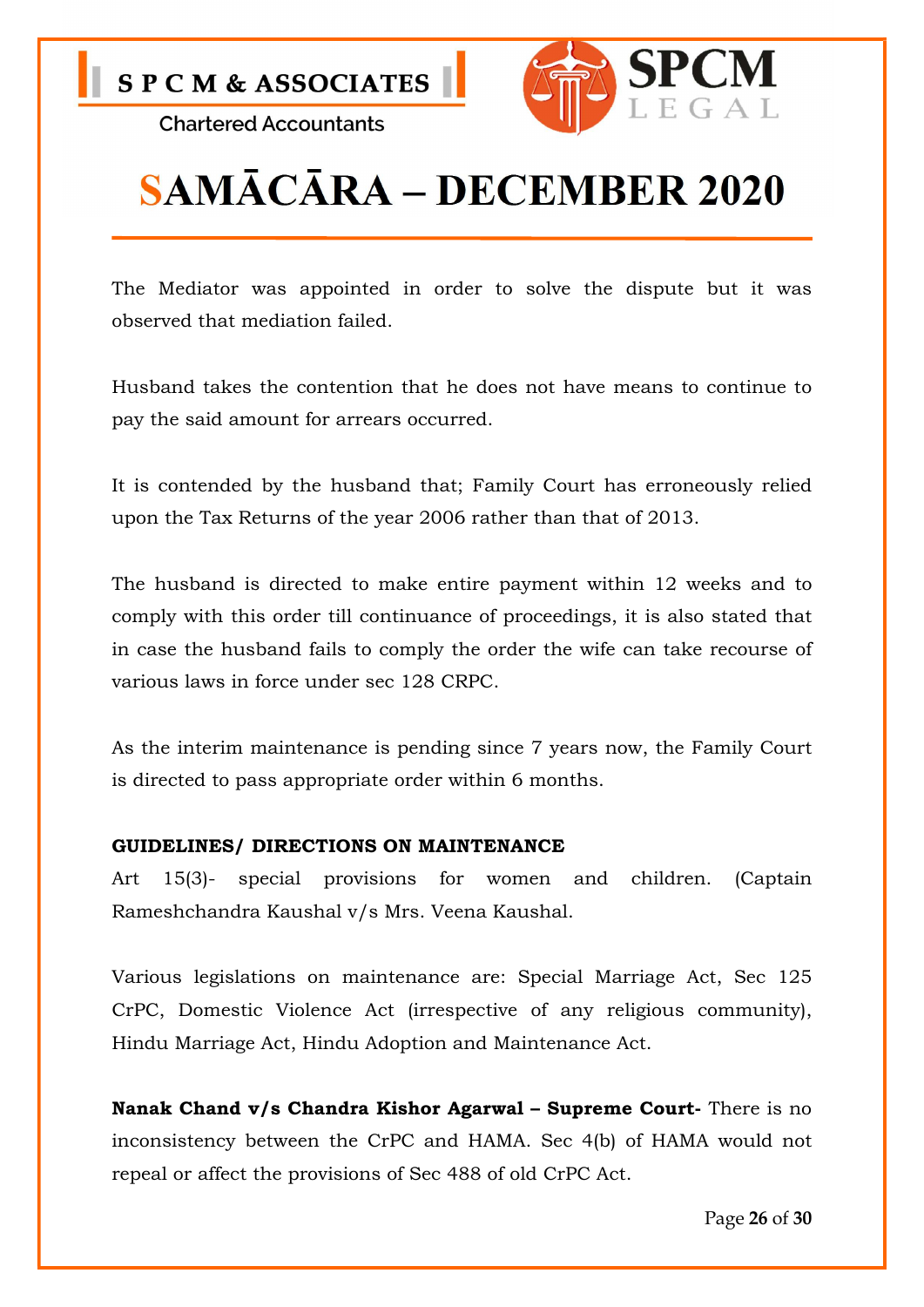The Mediator was appointed in order to solve the dispute but it was observed that mediation failed.

Husband takes the contention that he does not have means to continue to pay the said amount for arrears occurred.

It is contended by the husband that; Family Court has erroneously relied upon the Tax Returns of the year 2006 rather than that of 2013.

The husband is directed to make entire payment within 12 weeks and to comply with this order till continuance of proceedings, it is also stated that in case the husband fails to comply the order the wife can take recourse of various laws in force under sec 128 CRPC.

As the interim maintenance is pending since 7 years now, the Family Court is directed to pass appropriate order within 6 months.

**GUIDELINES/ DIRECTIONS ON MAINTENANCE**

Art 15(3)- special provisions for women and children. (Captain Rameshchandra Kaushal v/s Mrs. Veena Kaushal.

Various legislations on maintenance are: Special Marriage Act, Sec 125 CrPC, Domestic Violence Act (irrespective of any religious community), Hindu Marriage Act, Hindu Adoption and Maintenance Act.

**Nanak Chand v/s Chandra Kishor Agarwal – Supreme Court-** There is no inconsistency between the CrPC and HAMA. Sec 4(b) of HAMA would not repeal or affect the provisions of Sec 488 of old CrPC Act.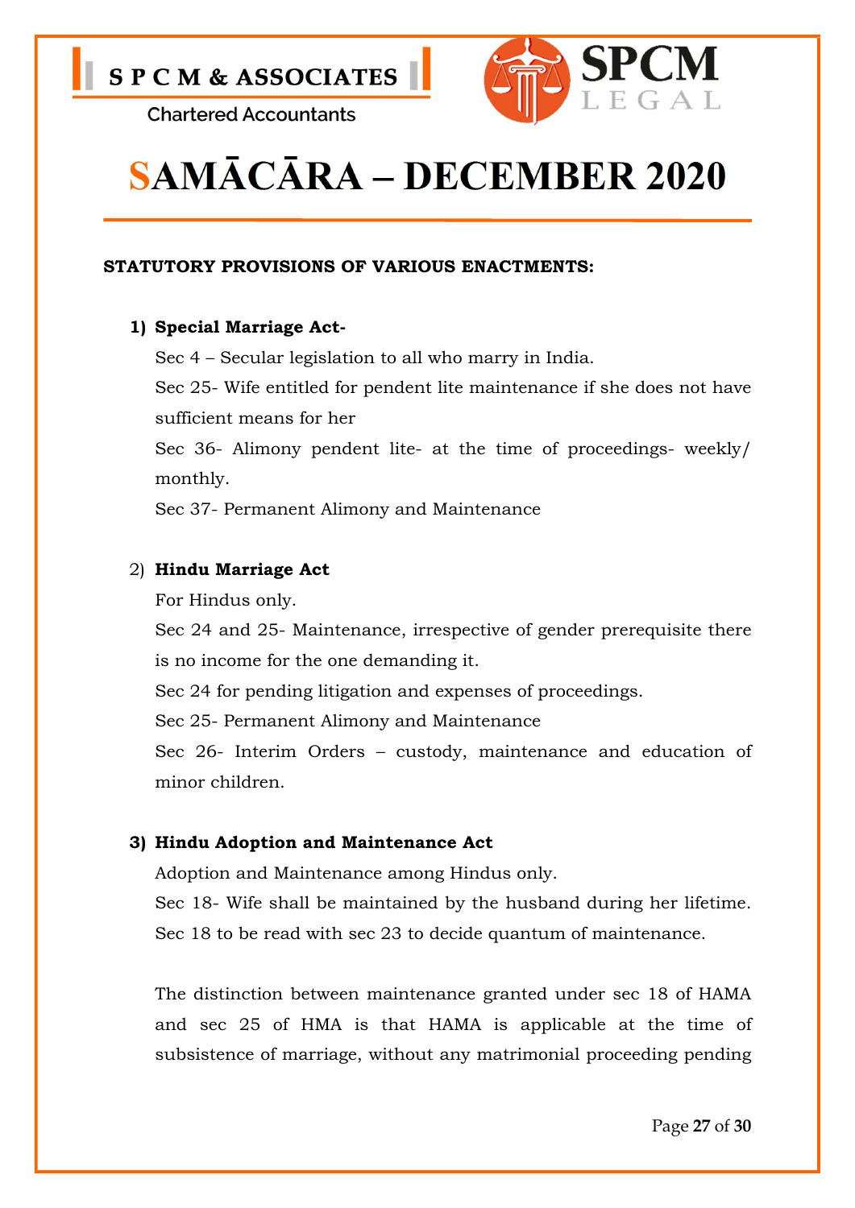# SAMĀCĀRA – DECEMBER 2020

**STATUTORY PROVISIONS OF VARIOUS ENACTMENTS:**

1) **Special Marriage Act-**

   Sec 4 – Secular legislation to all who marry in India.

   Sec 25- Wife entitled for pendent lite maintenance if she does not have sufficient means for her

   Sec 36- Alimony pendent lite- at the time of proceedings- weekly/ monthly.

   Sec 37- Permanent Alimony and Maintenance

2) **Hindu Marriage Act**

   For Hindus only.

   Sec 24 and 25- Maintenance, irrespective of gender prerequisite there is no income for the one demanding it.

   Sec 24 for pending litigation and expenses of proceedings.

   Sec 25- Permanent Alimony and Maintenance

   Sec 26- Interim Orders – custody, maintenance and education of minor children.

3) **Hindu Adoption and Maintenance Act**

   Adoption and Maintenance among Hindus only.

   Sec 18- Wife shall be maintained by the husband during her lifetime.

   Sec 18 to be read with sec 23 to decide quantum of maintenance.

   The distinction between maintenance granted under sec 18 of HAMA and sec 25 of HMA is that HAMA is applicable at the time of subsistence of marriage, without any matrimonial proceeding pending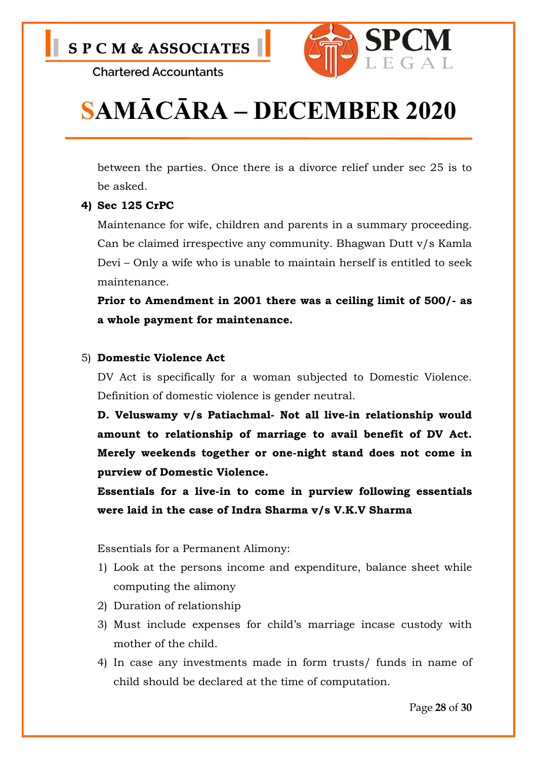between the parties. Once there is a divorce relief under sec 25 is to be asked.

4) **Sec 125 CrPC**

   Maintenance for wife, children and parents in a summary proceeding. Can be claimed irrespective any community. Bhagwan Dutt v/s Kamla Devi – Only a wife who is unable to maintain herself is entitled to seek maintenance.

   **Prior to Amendment in 2001 there was a ceiling limit of 500/- as a whole payment for maintenance.**

5) **Domestic Violence Act**

   DV Act is specifically for a woman subjected to Domestic Violence. Definition of domestic violence is gender neutral.

   **D. Veluswamy v/s Patiachmal- Not all live-in relationship would amount to relationship of marriage to avail benefit of DV Act. Merely weekends together or one-night stand does not come in purview of Domestic Violence.**

   **Essentials for a live-in to come in purview following essentials were laid in the case of Indra Sharma v/s V.K.V Sharma**

Essentials for a Permanent Alimony:

1) Look at the persons income and expenditure, balance sheet while computing the alimony
2) Duration of relationship
3) Must include expenses for child's marriage incase custody with mother of the child.
4) In case any investments made in form trusts/ funds in name of child should be declared at the time of computation.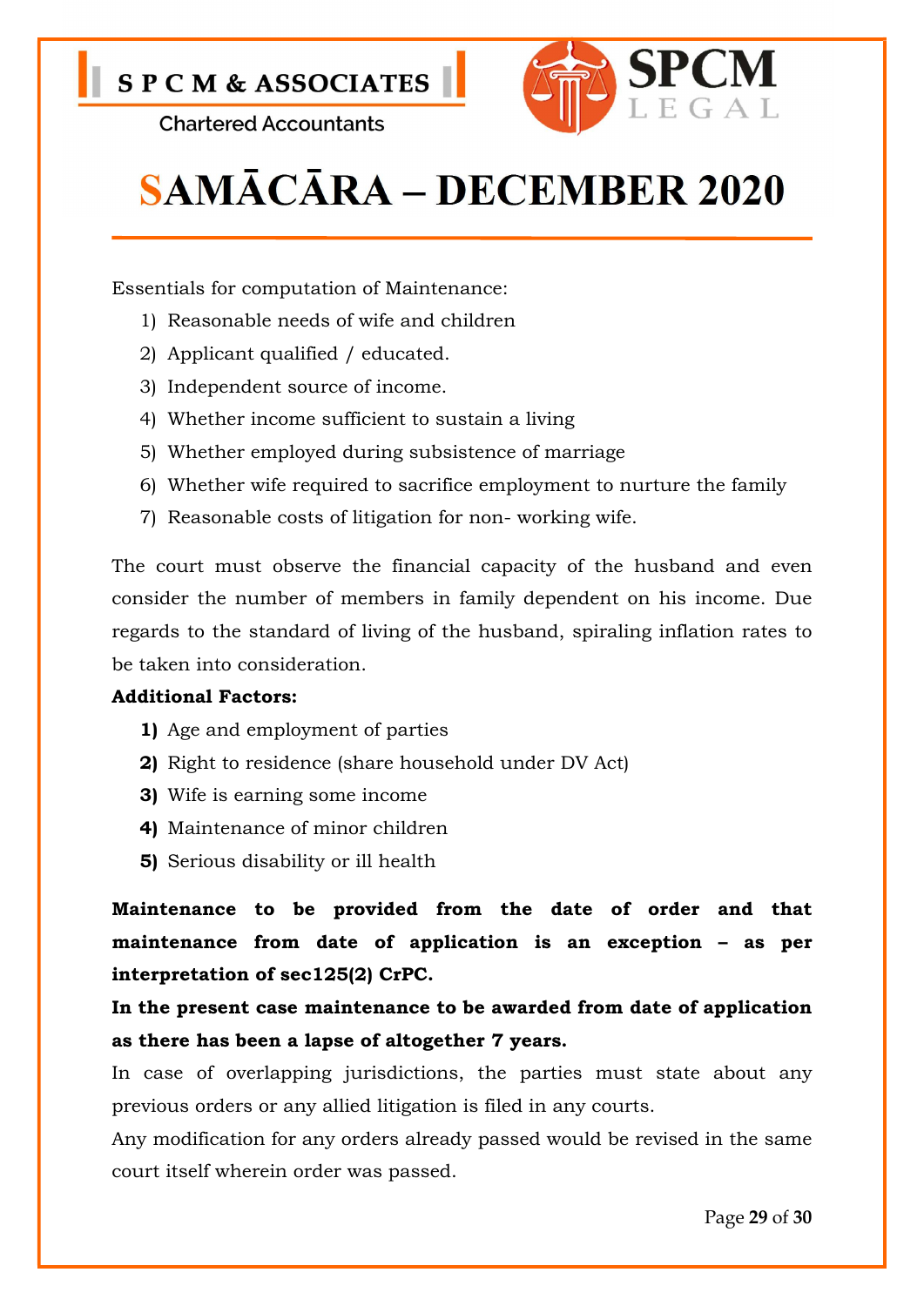Essentials for computation of Maintenance:

1) Reasonable needs of wife and children
2) Applicant qualified / educated.
3) Independent source of income.
4) Whether income sufficient to sustain a living
5) Whether employed during subsistence of marriage
6) Whether wife required to sacrifice employment to nurture the family
7) Reasonable costs of litigation for non- working wife.

The court must observe the financial capacity of the husband and even consider the number of members in family dependent on his income. Due regards to the standard of living of the husband, spiraling inflation rates to be taken into consideration.

**Additional Factors:**

1) Age and employment of parties
2) Right to residence (share household under DV Act)
3) Wife is earning some income
4) Maintenance of minor children
5) Serious disability or ill health

**Maintenance to be provided from the date of order and that maintenance from date of application is an exception – as per interpretation of sec125(2) CrPC.**

**In the present case maintenance to be awarded from date of application as there has been a lapse of altogether 7 years.**

In case of overlapping jurisdictions, the parties must state about any previous orders or any allied litigation is filed in any courts.

Any modification for any orders already passed would be revised in the same court itself wherein order was passed.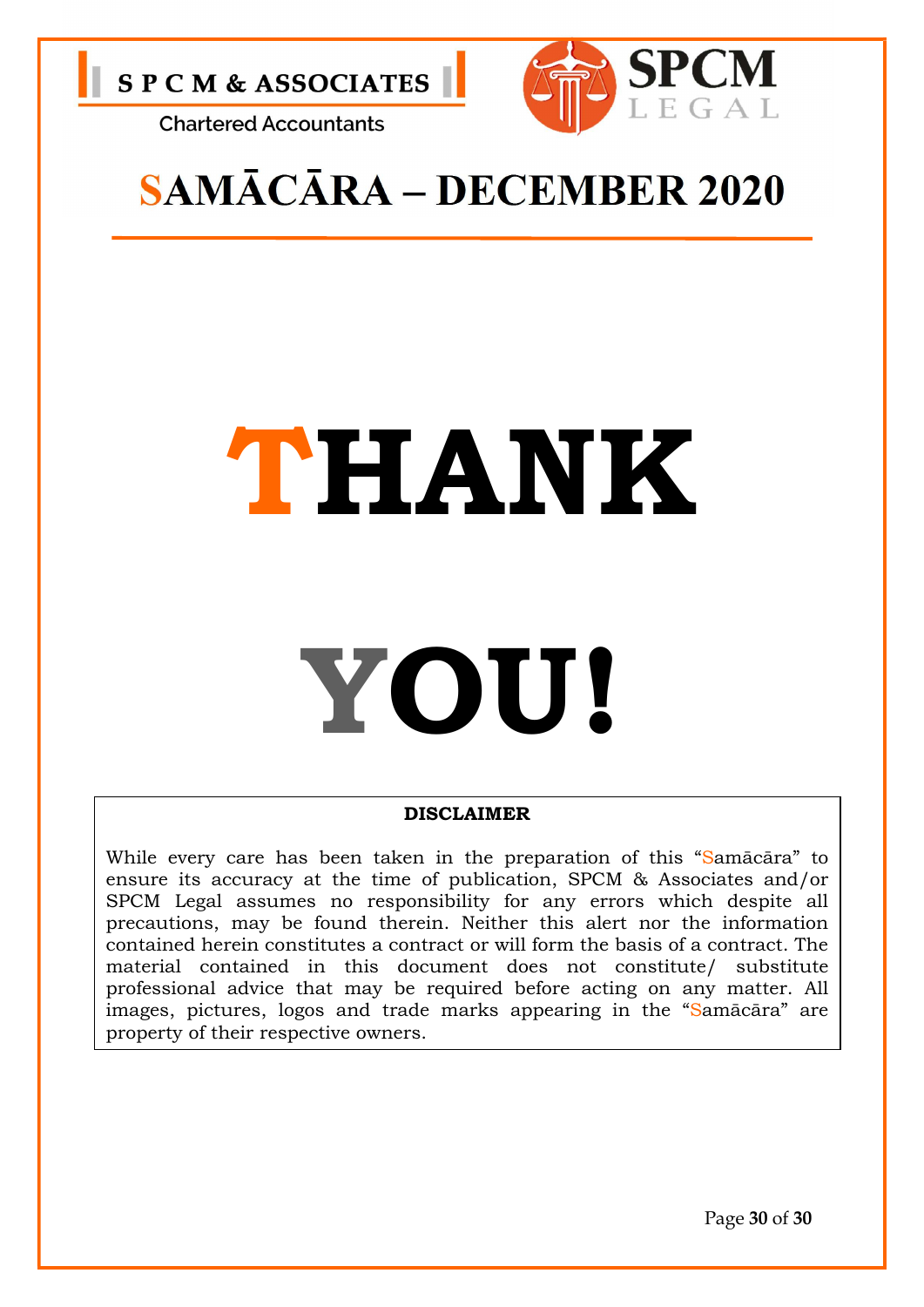S P C M & ASSOCIATES

Chartered Accountants

SPCM LEGAL

# SAMĀCĀRA – DECEMBER 2020

# THANK

# YOU!

**DISCLAIMER**

While every care has been taken in the preparation of this "Samācāra" to ensure its accuracy at the time of publication, SPCM & Associates and/or SPCM Legal assumes no responsibility for any errors which despite all precautions, may be found therein. Neither this alert nor the information contained herein constitutes a contract or will form the basis of a contract. The material contained in this document does not constitute/ substitute professional advice that may be required before acting on any matter. All images, pictures, logos and trade marks appearing in the "Samācāra" are property of their respective owners.